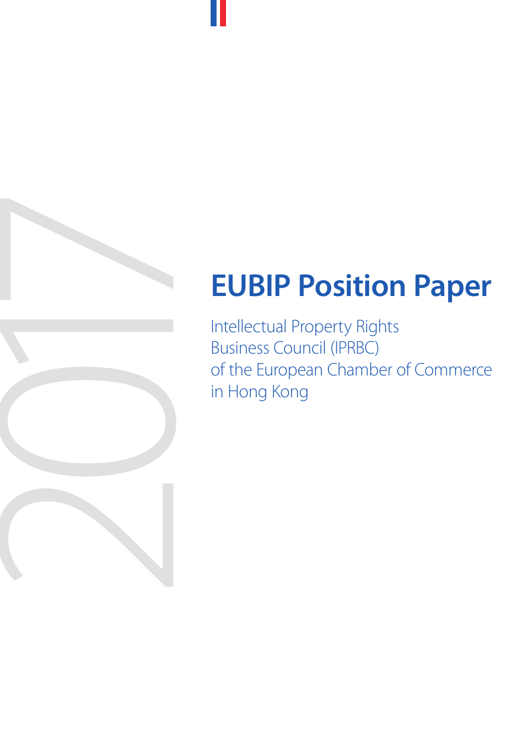2017

# EUBIP Position Paper

Intellectual Property Rights
Business Council (IPRBC)
of the European Chamber of Commerce
in Hong Kong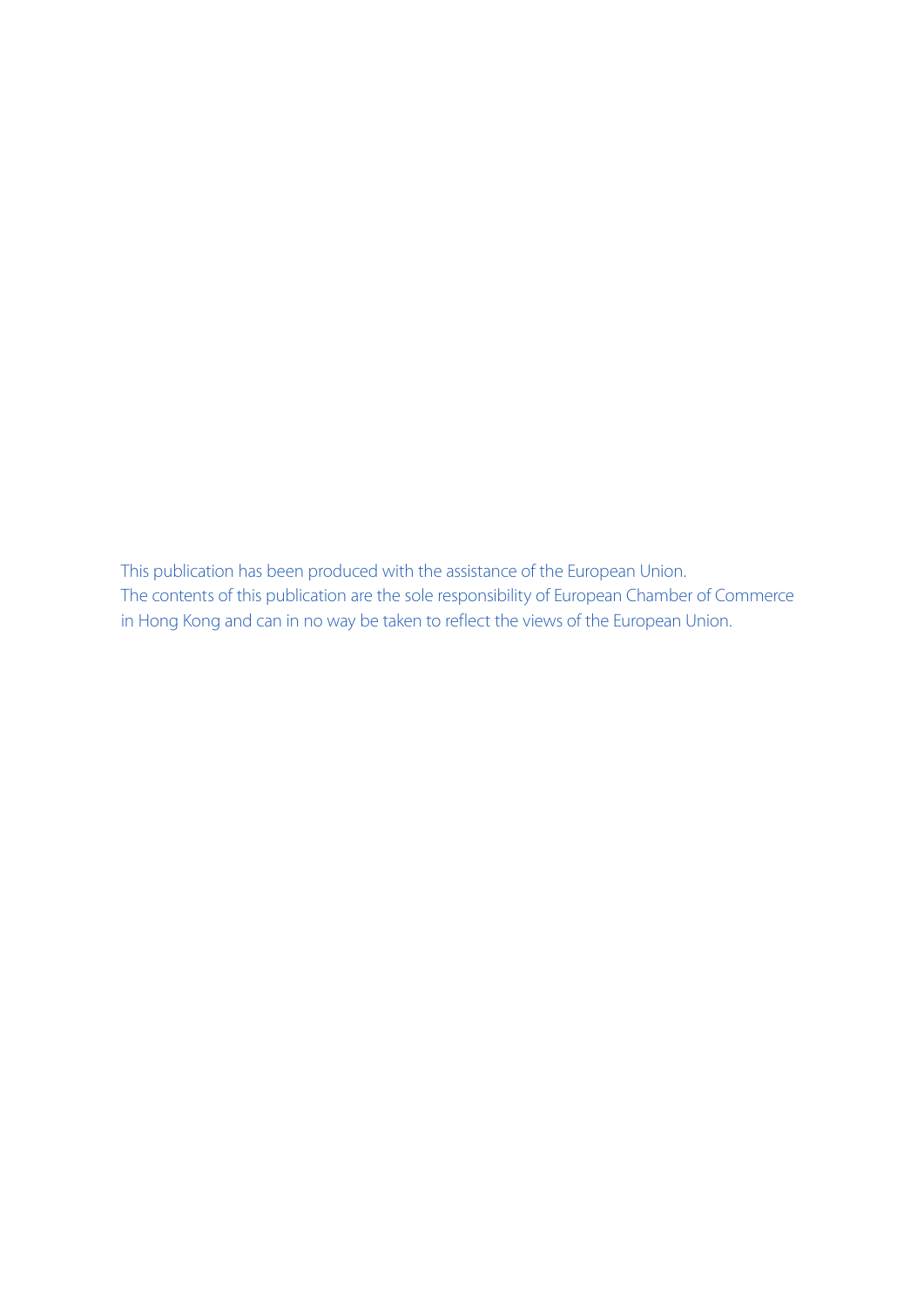This publication has been produced with the assistance of the European Union.
The contents of this publication are the sole responsibility of European Chamber of Commerce in Hong Kong and can in no way be taken to reflect the views of the European Union.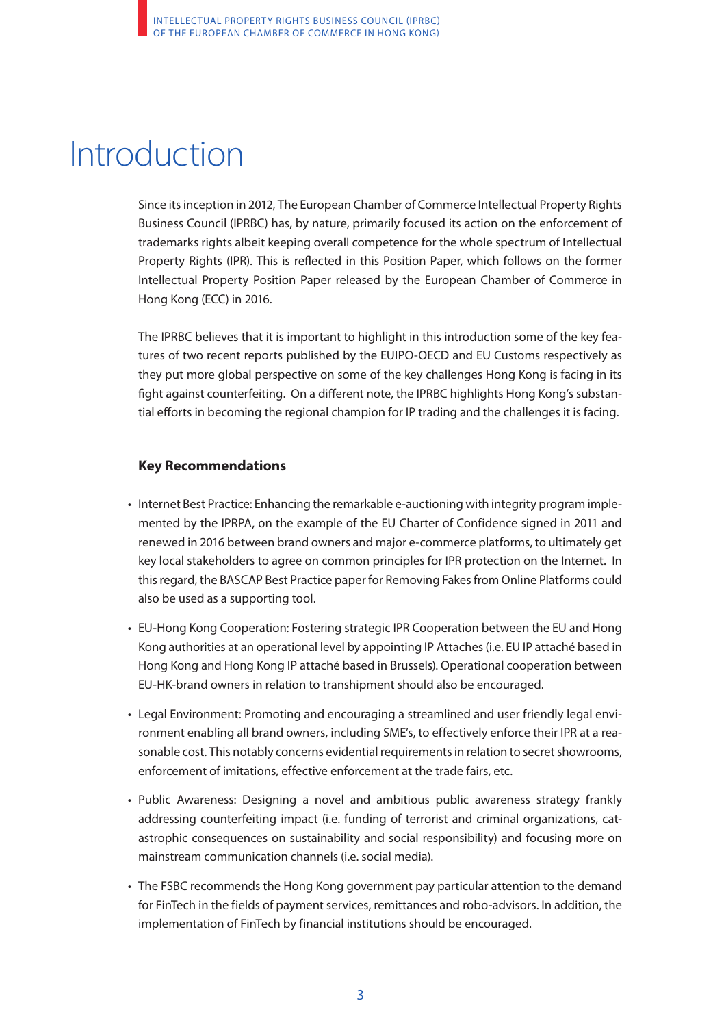# Introduction

Since its inception in 2012, The European Chamber of Commerce Intellectual Property Rights Business Council (IPRBC) has, by nature, primarily focused its action on the enforcement of trademarks rights albeit keeping overall competence for the whole spectrum of Intellectual Property Rights (IPR). This is reflected in this Position Paper, which follows on the former Intellectual Property Position Paper released by the European Chamber of Commerce in Hong Kong (ECC) in 2016.

The IPRBC believes that it is important to highlight in this introduction some of the key features of two recent reports published by the EUIPO-OECD and EU Customs respectively as they put more global perspective on some of the key challenges Hong Kong is facing in its fight against counterfeiting. On a different note, the IPRBC highlights Hong Kong's substantial efforts in becoming the regional champion for IP trading and the challenges it is facing.

### Key Recommendations

- Internet Best Practice: Enhancing the remarkable e-auctioning with integrity program implemented by the IPRPA, on the example of the EU Charter of Confidence signed in 2011 and renewed in 2016 between brand owners and major e-commerce platforms, to ultimately get key local stakeholders to agree on common principles for IPR protection on the Internet. In this regard, the BASCAP Best Practice paper for Removing Fakes from Online Platforms could also be used as a supporting tool.
- EU-Hong Kong Cooperation: Fostering strategic IPR Cooperation between the EU and Hong Kong authorities at an operational level by appointing IP Attaches (i.e. EU IP attaché based in Hong Kong and Hong Kong IP attaché based in Brussels). Operational cooperation between EU-HK-brand owners in relation to transhipment should also be encouraged.
- Legal Environment: Promoting and encouraging a streamlined and user friendly legal environment enabling all brand owners, including SME's, to effectively enforce their IPR at a reasonable cost. This notably concerns evidential requirements in relation to secret showrooms, enforcement of imitations, effective enforcement at the trade fairs, etc.
- Public Awareness: Designing a novel and ambitious public awareness strategy frankly addressing counterfeiting impact (i.e. funding of terrorist and criminal organizations, catastrophic consequences on sustainability and social responsibility) and focusing more on mainstream communication channels (i.e. social media).
- The FSBC recommends the Hong Kong government pay particular attention to the demand for FinTech in the fields of payment services, remittances and robo-advisors. In addition, the implementation of FinTech by financial institutions should be encouraged.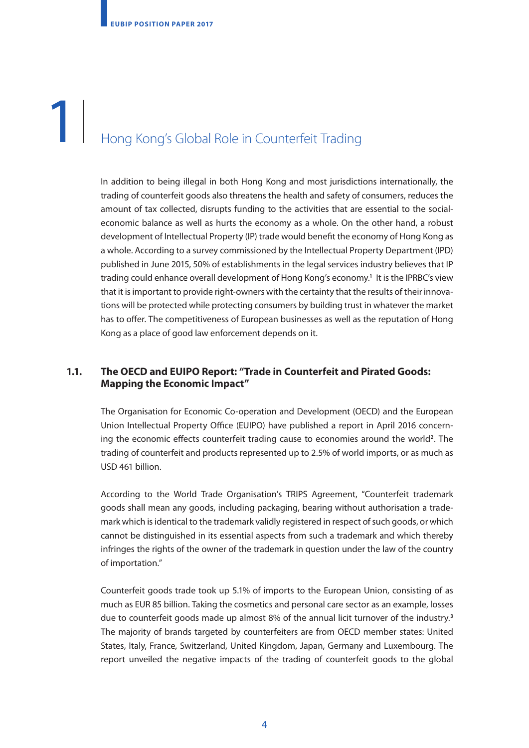# 1 Hong Kong's Global Role in Counterfeit Trading

In addition to being illegal in both Hong Kong and most jurisdictions internationally, the trading of counterfeit goods also threatens the health and safety of consumers, reduces the amount of tax collected, disrupts funding to the activities that are essential to the social-economic balance as well as hurts the economy as a whole. On the other hand, a robust development of Intellectual Property (IP) trade would benefit the economy of Hong Kong as a whole. According to a survey commissioned by the Intellectual Property Department (IPD) published in June 2015, 50% of establishments in the legal services industry believes that IP trading could enhance overall development of Hong Kong's economy.[1] It is the IPRBC's view that it is important to provide right-owners with the certainty that the results of their innovations will be protected while protecting consumers by building trust in whatever the market has to offer. The competitiveness of European businesses as well as the reputation of Hong Kong as a place of good law enforcement depends on it.

## 1.1. The OECD and EUIPO Report: "Trade in Counterfeit and Pirated Goods: Mapping the Economic Impact"

The Organisation for Economic Co-operation and Development (OECD) and the European Union Intellectual Property Office (EUIPO) have published a report in April 2016 concerning the economic effects counterfeit trading cause to economies around the world[2]. The trading of counterfeit and products represented up to 2.5% of world imports, or as much as USD 461 billion.

According to the World Trade Organisation's TRIPS Agreement, "Counterfeit trademark goods shall mean any goods, including packaging, bearing without authorisation a trademark which is identical to the trademark validly registered in respect of such goods, or which cannot be distinguished in its essential aspects from such a trademark and which thereby infringes the rights of the owner of the trademark in question under the law of the country of importation."

Counterfeit goods trade took up 5.1% of imports to the European Union, consisting of as much as EUR 85 billion. Taking the cosmetics and personal care sector as an example, losses due to counterfeit goods made up almost 8% of the annual licit turnover of the industry.[3] The majority of brands targeted by counterfeiters are from OECD member states: United States, Italy, France, Switzerland, United Kingdom, Japan, Germany and Luxembourg. The report unveiled the negative impacts of the trading of counterfeit goods to the global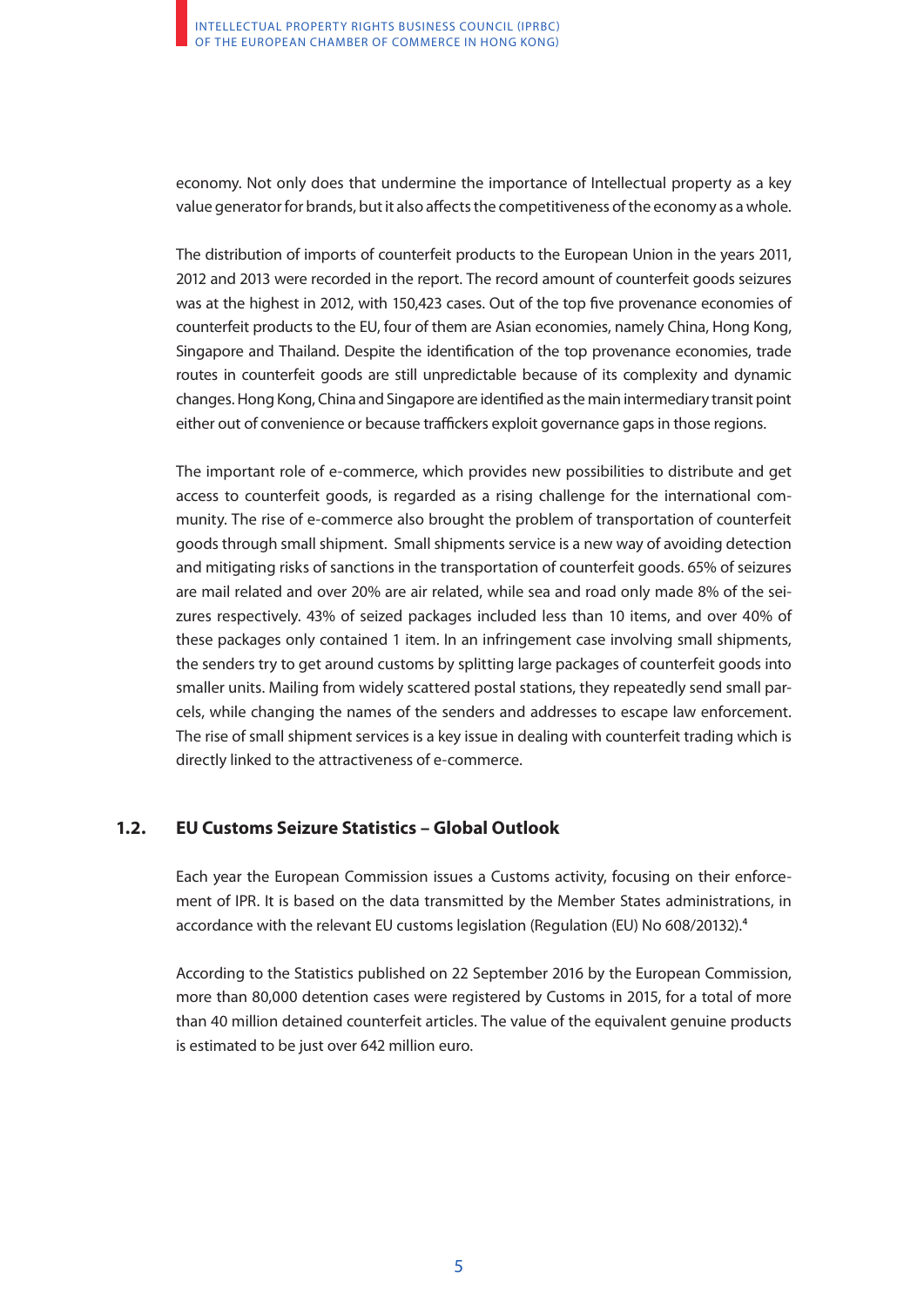economy. Not only does that undermine the importance of Intellectual property as a key value generator for brands, but it also affects the competitiveness of the economy as a whole.

The distribution of imports of counterfeit products to the European Union in the years 2011, 2012 and 2013 were recorded in the report. The record amount of counterfeit goods seizures was at the highest in 2012, with 150,423 cases. Out of the top five provenance economies of counterfeit products to the EU, four of them are Asian economies, namely China, Hong Kong, Singapore and Thailand. Despite the identification of the top provenance economies, trade routes in counterfeit goods are still unpredictable because of its complexity and dynamic changes. Hong Kong, China and Singapore are identified as the main intermediary transit point either out of convenience or because traffickers exploit governance gaps in those regions.

The important role of e-commerce, which provides new possibilities to distribute and get access to counterfeit goods, is regarded as a rising challenge for the international community. The rise of e-commerce also brought the problem of transportation of counterfeit goods through small shipment. Small shipments service is a new way of avoiding detection and mitigating risks of sanctions in the transportation of counterfeit goods. 65% of seizures are mail related and over 20% are air related, while sea and road only made 8% of the seizures respectively. 43% of seized packages included less than 10 items, and over 40% of these packages only contained 1 item. In an infringement case involving small shipments, the senders try to get around customs by splitting large packages of counterfeit goods into smaller units. Mailing from widely scattered postal stations, they repeatedly send small parcels, while changing the names of the senders and addresses to escape law enforcement. The rise of small shipment services is a key issue in dealing with counterfeit trading which is directly linked to the attractiveness of e-commerce.

## 1.2. EU Customs Seizure Statistics – Global Outlook

Each year the European Commission issues a Customs activity, focusing on their enforcement of IPR. It is based on the data transmitted by the Member States administrations, in accordance with the relevant EU customs legislation (Regulation (EU) No 608/20132).[4]

According to the Statistics published on 22 September 2016 by the European Commission, more than 80,000 detention cases were registered by Customs in 2015, for a total of more than 40 million detained counterfeit articles. The value of the equivalent genuine products is estimated to be just over 642 million euro.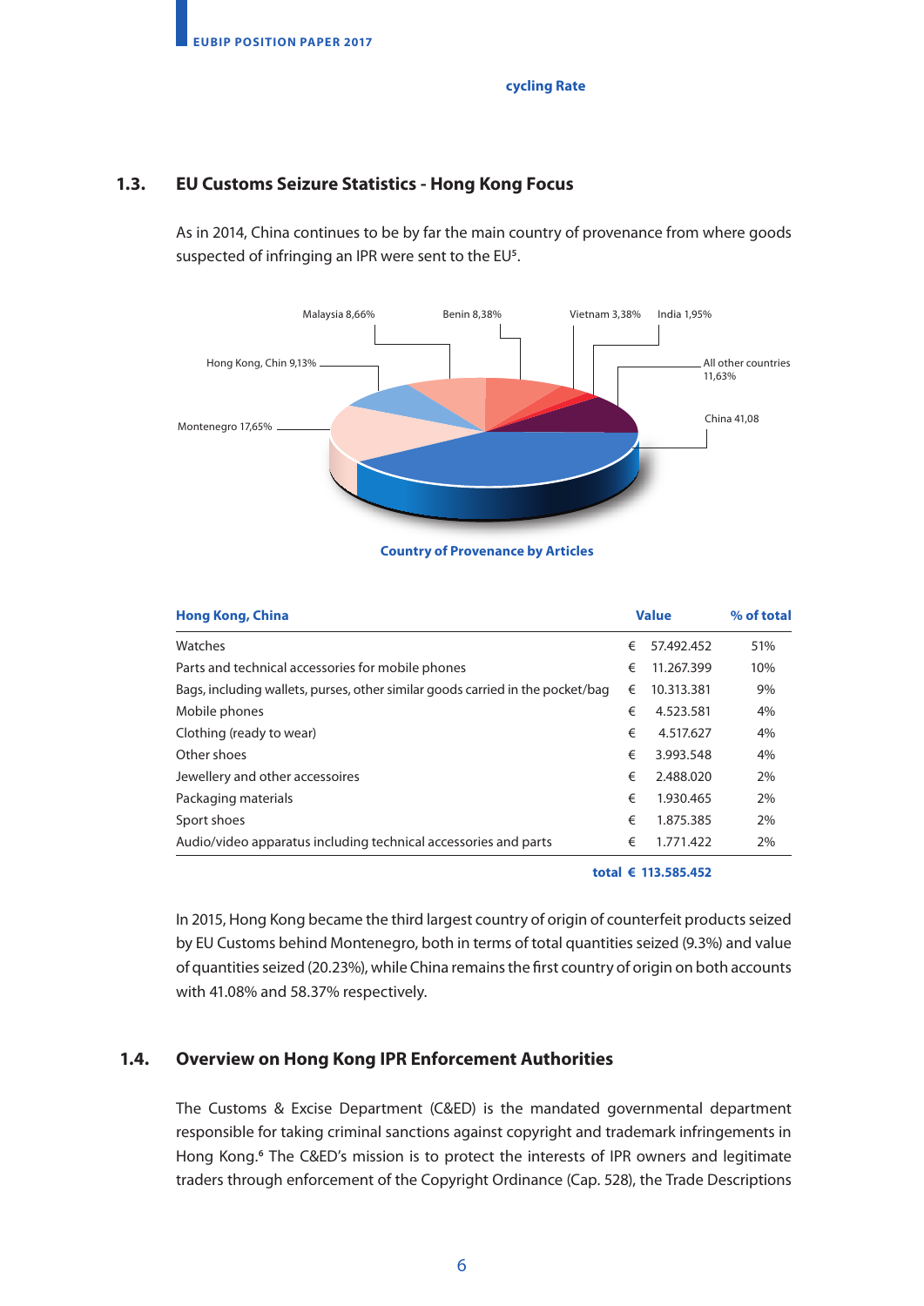cycling Rate

## 1.3. EU Customs Seizure Statistics - Hong Kong Focus

As in 2014, China continues to be by far the main country of provenance from where goods suspected of infringing an IPR were sent to the EU[5].

Malaysia 8,66% | Benin 8,38% | Vietnam 3,38% | India 1,95% | Hong Kong, Chin 9,13% | All other countries 11,63% | China 41,08 | Montenegro 17,65%

**Country of Provenance by Articles**

| Hong Kong, China | Value | % of total |
|---|---|---|
| Watches | € 57.492.452 | 51% |
| Parts and technical accessories for mobile phones | € 11.267.399 | 10% |
| Bags, including wallets, purses, other similar goods carried in the pocket/bag | € 10.313.381 | 9% |
| Mobile phones | € 4.523.581 | 4% |
| Clothing (ready to wear) | € 4.517.627 | 4% |
| Other shoes | € 3.993.548 | 4% |
| Jewellery and other accessoires | € 2.488.020 | 2% |
| Packaging materials | € 1.930.465 | 2% |
| Sport shoes | € 1.875.385 | 2% |
| Audio/video apparatus including technical accessories and parts | € 1.771.422 | 2% |
| **total** | **€ 113.585.452** | |

In 2015, Hong Kong became the third largest country of origin of counterfeit products seized by EU Customs behind Montenegro, both in terms of total quantities seized (9.3%) and value of quantities seized (20.23%), while China remains the first country of origin on both accounts with 41.08% and 58.37% respectively.

## 1.4. Overview on Hong Kong IPR Enforcement Authorities

The Customs & Excise Department (C&ED) is the mandated governmental department responsible for taking criminal sanctions against copyright and trademark infringements in Hong Kong.[6] The C&ED's mission is to protect the interests of IPR owners and legitimate traders through enforcement of the Copyright Ordinance (Cap. 528), the Trade Descriptions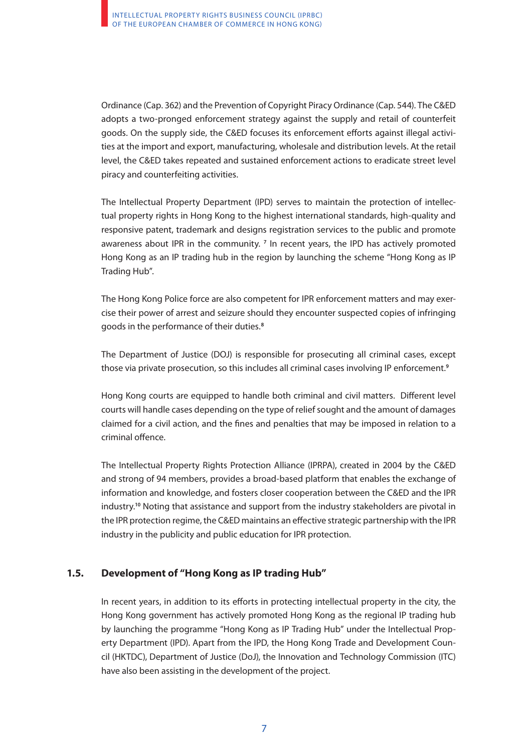Ordinance (Cap. 362) and the Prevention of Copyright Piracy Ordinance (Cap. 544). The C&ED adopts a two-pronged enforcement strategy against the supply and retail of counterfeit goods. On the supply side, the C&ED focuses its enforcement efforts against illegal activities at the import and export, manufacturing, wholesale and distribution levels. At the retail level, the C&ED takes repeated and sustained enforcement actions to eradicate street level piracy and counterfeiting activities.

The Intellectual Property Department (IPD) serves to maintain the protection of intellectual property rights in Hong Kong to the highest international standards, high-quality and responsive patent, trademark and designs registration services to the public and promote awareness about IPR in the community. [7] In recent years, the IPD has actively promoted Hong Kong as an IP trading hub in the region by launching the scheme "Hong Kong as IP Trading Hub".

The Hong Kong Police force are also competent for IPR enforcement matters and may exercise their power of arrest and seizure should they encounter suspected copies of infringing goods in the performance of their duties.[8]

The Department of Justice (DOJ) is responsible for prosecuting all criminal cases, except those via private prosecution, so this includes all criminal cases involving IP enforcement.[9]

Hong Kong courts are equipped to handle both criminal and civil matters. Different level courts will handle cases depending on the type of relief sought and the amount of damages claimed for a civil action, and the fines and penalties that may be imposed in relation to a criminal offence.

The Intellectual Property Rights Protection Alliance (IPRPA), created in 2004 by the C&ED and strong of 94 members, provides a broad-based platform that enables the exchange of information and knowledge, and fosters closer cooperation between the C&ED and the IPR industry.[10] Noting that assistance and support from the industry stakeholders are pivotal in the IPR protection regime, the C&ED maintains an effective strategic partnership with the IPR industry in the publicity and public education for IPR protection.

## 1.5. Development of "Hong Kong as IP trading Hub"

In recent years, in addition to its efforts in protecting intellectual property in the city, the Hong Kong government has actively promoted Hong Kong as the regional IP trading hub by launching the programme "Hong Kong as IP Trading Hub" under the Intellectual Property Department (IPD). Apart from the IPD, the Hong Kong Trade and Development Council (HKTDC), Department of Justice (DoJ), the Innovation and Technology Commission (ITC) have also been assisting in the development of the project.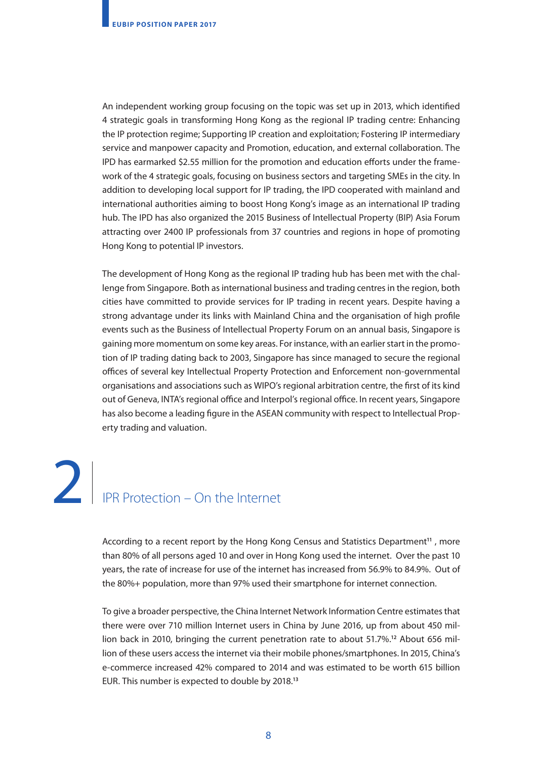An independent working group focusing on the topic was set up in 2013, which identified 4 strategic goals in transforming Hong Kong as the regional IP trading centre: Enhancing the IP protection regime; Supporting IP creation and exploitation; Fostering IP intermediary service and manpower capacity and Promotion, education, and external collaboration. The IPD has earmarked $2.55 million for the promotion and education efforts under the framework of the 4 strategic goals, focusing on business sectors and targeting SMEs in the city. In addition to developing local support for IP trading, the IPD cooperated with mainland and international authorities aiming to boost Hong Kong's image as an international IP trading hub. The IPD has also organized the 2015 Business of Intellectual Property (BIP) Asia Forum attracting over 2400 IP professionals from 37 countries and regions in hope of promoting Hong Kong to potential IP investors.

The development of Hong Kong as the regional IP trading hub has been met with the challenge from Singapore. Both as international business and trading centres in the region, both cities have committed to provide services for IP trading in recent years. Despite having a strong advantage under its links with Mainland China and the organisation of high profile events such as the Business of Intellectual Property Forum on an annual basis, Singapore is gaining more momentum on some key areas. For instance, with an earlier start in the promotion of IP trading dating back to 2003, Singapore has since managed to secure the regional offices of several key Intellectual Property Protection and Enforcement non-governmental organisations and associations such as WIPO's regional arbitration centre, the first of its kind out of Geneva, INTA's regional office and Interpol's regional office. In recent years, Singapore has also become a leading figure in the ASEAN community with respect to Intellectual Property trading and valuation.

# 2 IPR Protection – On the Internet

According to a recent report by the Hong Kong Census and Statistics Department[11] , more than 80% of all persons aged 10 and over in Hong Kong used the internet. Over the past 10 years, the rate of increase for use of the internet has increased from 56.9% to 84.9%. Out of the 80%+ population, more than 97% used their smartphone for internet connection.

To give a broader perspective, the China Internet Network Information Centre estimates that there were over 710 million Internet users in China by June 2016, up from about 450 million back in 2010, bringing the current penetration rate to about 51.7%.[12] About 656 million of these users access the internet via their mobile phones/smartphones. In 2015, China's e-commerce increased 42% compared to 2014 and was estimated to be worth 615 billion EUR. This number is expected to double by 2018.[13]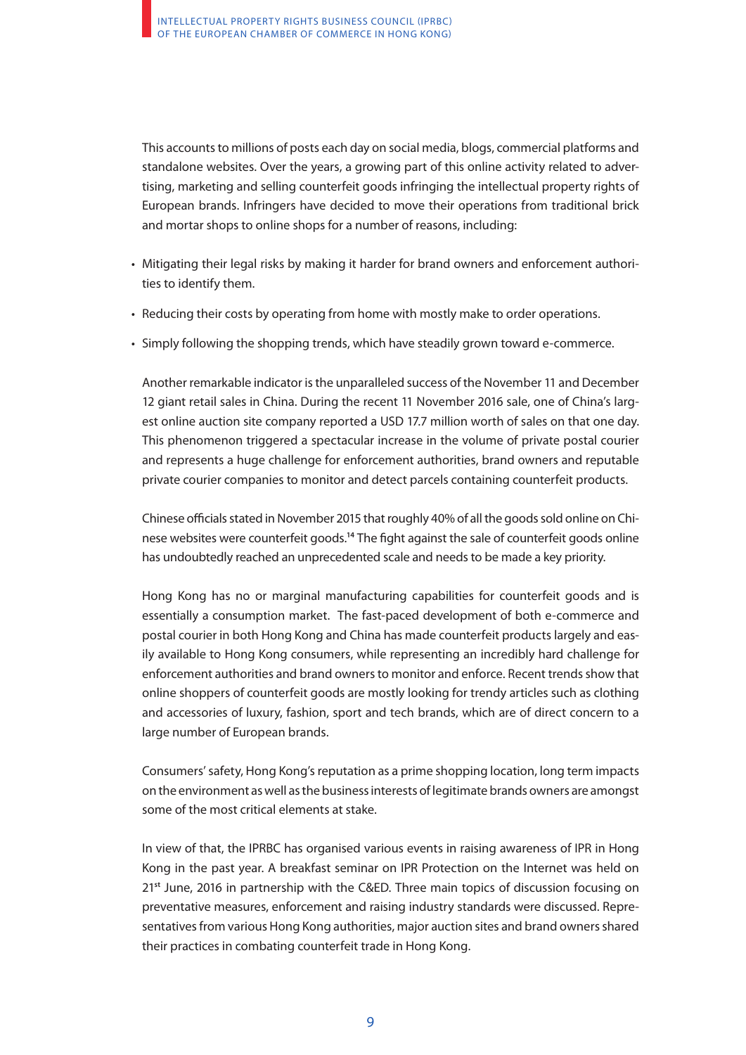This accounts to millions of posts each day on social media, blogs, commercial platforms and standalone websites. Over the years, a growing part of this online activity related to advertising, marketing and selling counterfeit goods infringing the intellectual property rights of European brands. Infringers have decided to move their operations from traditional brick and mortar shops to online shops for a number of reasons, including:

- Mitigating their legal risks by making it harder for brand owners and enforcement authorities to identify them.
- Reducing their costs by operating from home with mostly make to order operations.
- Simply following the shopping trends, which have steadily grown toward e-commerce.

Another remarkable indicator is the unparalleled success of the November 11 and December 12 giant retail sales in China. During the recent 11 November 2016 sale, one of China's largest online auction site company reported a USD 17.7 million worth of sales on that one day. This phenomenon triggered a spectacular increase in the volume of private postal courier and represents a huge challenge for enforcement authorities, brand owners and reputable private courier companies to monitor and detect parcels containing counterfeit products.

Chinese officials stated in November 2015 that roughly 40% of all the goods sold online on Chinese websites were counterfeit goods.[14] The fight against the sale of counterfeit goods online has undoubtedly reached an unprecedented scale and needs to be made a key priority.

Hong Kong has no or marginal manufacturing capabilities for counterfeit goods and is essentially a consumption market. The fast-paced development of both e-commerce and postal courier in both Hong Kong and China has made counterfeit products largely and easily available to Hong Kong consumers, while representing an incredibly hard challenge for enforcement authorities and brand owners to monitor and enforce. Recent trends show that online shoppers of counterfeit goods are mostly looking for trendy articles such as clothing and accessories of luxury, fashion, sport and tech brands, which are of direct concern to a large number of European brands.

Consumers' safety, Hong Kong's reputation as a prime shopping location, long term impacts on the environment as well as the business interests of legitimate brands owners are amongst some of the most critical elements at stake.

In view of that, the IPRBC has organised various events in raising awareness of IPR in Hong Kong in the past year. A breakfast seminar on IPR Protection on the Internet was held on 21st June, 2016 in partnership with the C&ED. Three main topics of discussion focusing on preventative measures, enforcement and raising industry standards were discussed. Representatives from various Hong Kong authorities, major auction sites and brand owners shared their practices in combating counterfeit trade in Hong Kong.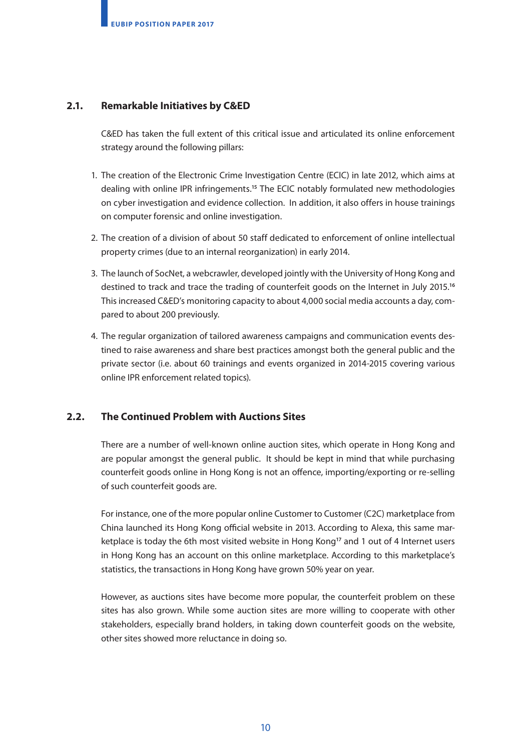### 2.1. Remarkable Initiatives by C&ED

C&ED has taken the full extent of this critical issue and articulated its online enforcement strategy around the following pillars:

1. The creation of the Electronic Crime Investigation Centre (ECIC) in late 2012, which aims at dealing with online IPR infringements.[15] The ECIC notably formulated new methodologies on cyber investigation and evidence collection. In addition, it also offers in house trainings on computer forensic and online investigation.
2. The creation of a division of about 50 staff dedicated to enforcement of online intellectual property crimes (due to an internal reorganization) in early 2014.
3. The launch of SocNet, a webcrawler, developed jointly with the University of Hong Kong and destined to track and trace the trading of counterfeit goods on the Internet in July 2015.[16] This increased C&ED's monitoring capacity to about 4,000 social media accounts a day, compared to about 200 previously.
4. The regular organization of tailored awareness campaigns and communication events destined to raise awareness and share best practices amongst both the general public and the private sector (i.e. about 60 trainings and events organized in 2014-2015 covering various online IPR enforcement related topics).

### 2.2. The Continued Problem with Auctions Sites

There are a number of well-known online auction sites, which operate in Hong Kong and are popular amongst the general public. It should be kept in mind that while purchasing counterfeit goods online in Hong Kong is not an offence, importing/exporting or re-selling of such counterfeit goods are.

For instance, one of the more popular online Customer to Customer (C2C) marketplace from China launched its Hong Kong official website in 2013. According to Alexa, this same marketplace is today the 6th most visited website in Hong Kong[17] and 1 out of 4 Internet users in Hong Kong has an account on this online marketplace. According to this marketplace's statistics, the transactions in Hong Kong have grown 50% year on year.

However, as auctions sites have become more popular, the counterfeit problem on these sites has also grown. While some auction sites are more willing to cooperate with other stakeholders, especially brand holders, in taking down counterfeit goods on the website, other sites showed more reluctance in doing so.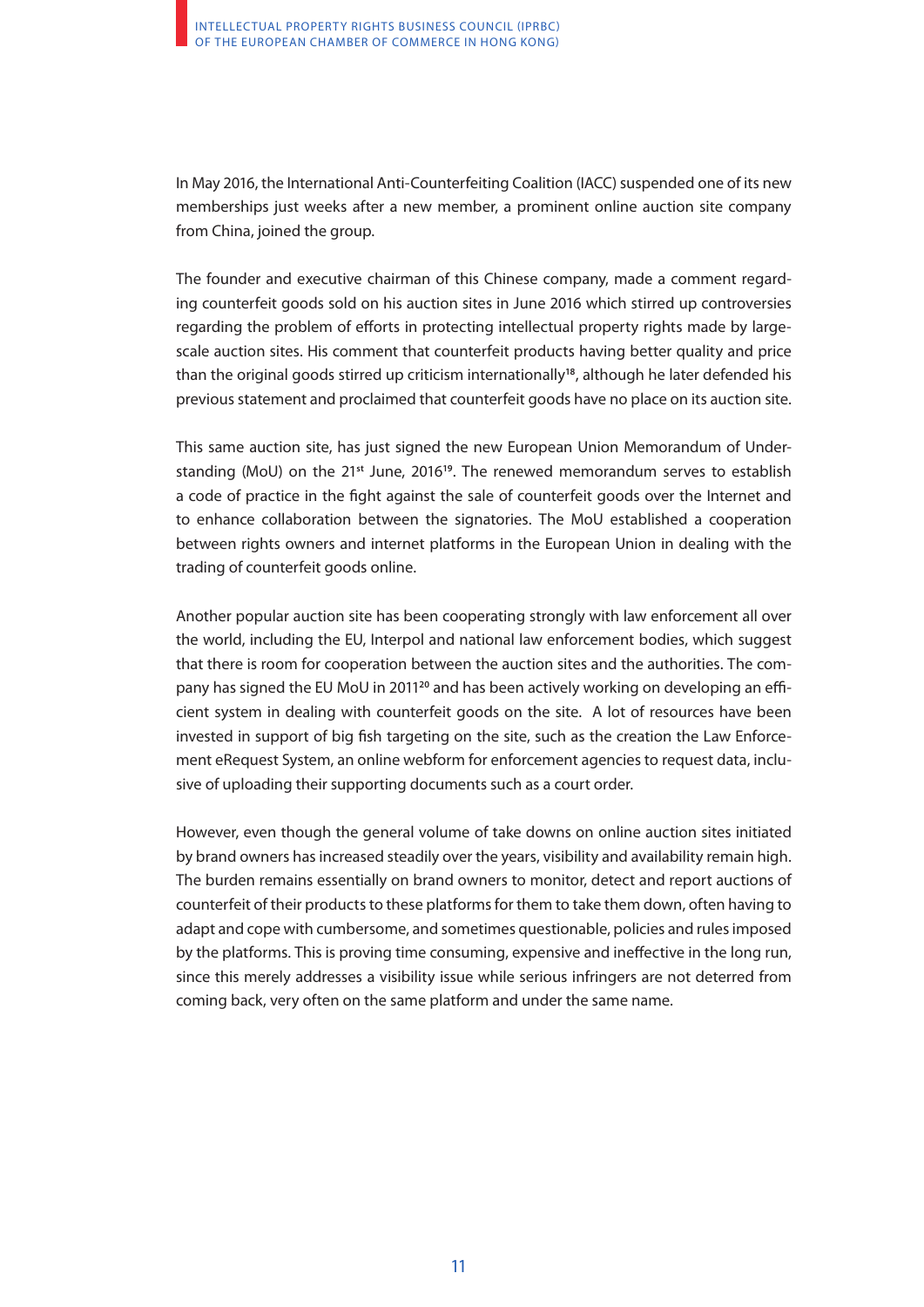In May 2016, the International Anti-Counterfeiting Coalition (IACC) suspended one of its new memberships just weeks after a new member, a prominent online auction site company from China, joined the group.

The founder and executive chairman of this Chinese company, made a comment regarding counterfeit goods sold on his auction sites in June 2016 which stirred up controversies regarding the problem of efforts in protecting intellectual property rights made by large-scale auction sites. His comment that counterfeit products having better quality and price than the original goods stirred up criticism internationally[18], although he later defended his previous statement and proclaimed that counterfeit goods have no place on its auction site.

This same auction site, has just signed the new European Union Memorandum of Understanding (MoU) on the 21st June, 2016[19]. The renewed memorandum serves to establish a code of practice in the fight against the sale of counterfeit goods over the Internet and to enhance collaboration between the signatories. The MoU established a cooperation between rights owners and internet platforms in the European Union in dealing with the trading of counterfeit goods online.

Another popular auction site has been cooperating strongly with law enforcement all over the world, including the EU, Interpol and national law enforcement bodies, which suggest that there is room for cooperation between the auction sites and the authorities. The company has signed the EU MoU in 2011[20] and has been actively working on developing an efficient system in dealing with counterfeit goods on the site. A lot of resources have been invested in support of big fish targeting on the site, such as the creation the Law Enforcement eRequest System, an online webform for enforcement agencies to request data, inclusive of uploading their supporting documents such as a court order.

However, even though the general volume of take downs on online auction sites initiated by brand owners has increased steadily over the years, visibility and availability remain high. The burden remains essentially on brand owners to monitor, detect and report auctions of counterfeit of their products to these platforms for them to take them down, often having to adapt and cope with cumbersome, and sometimes questionable, policies and rules imposed by the platforms. This is proving time consuming, expensive and ineffective in the long run, since this merely addresses a visibility issue while serious infringers are not deterred from coming back, very often on the same platform and under the same name.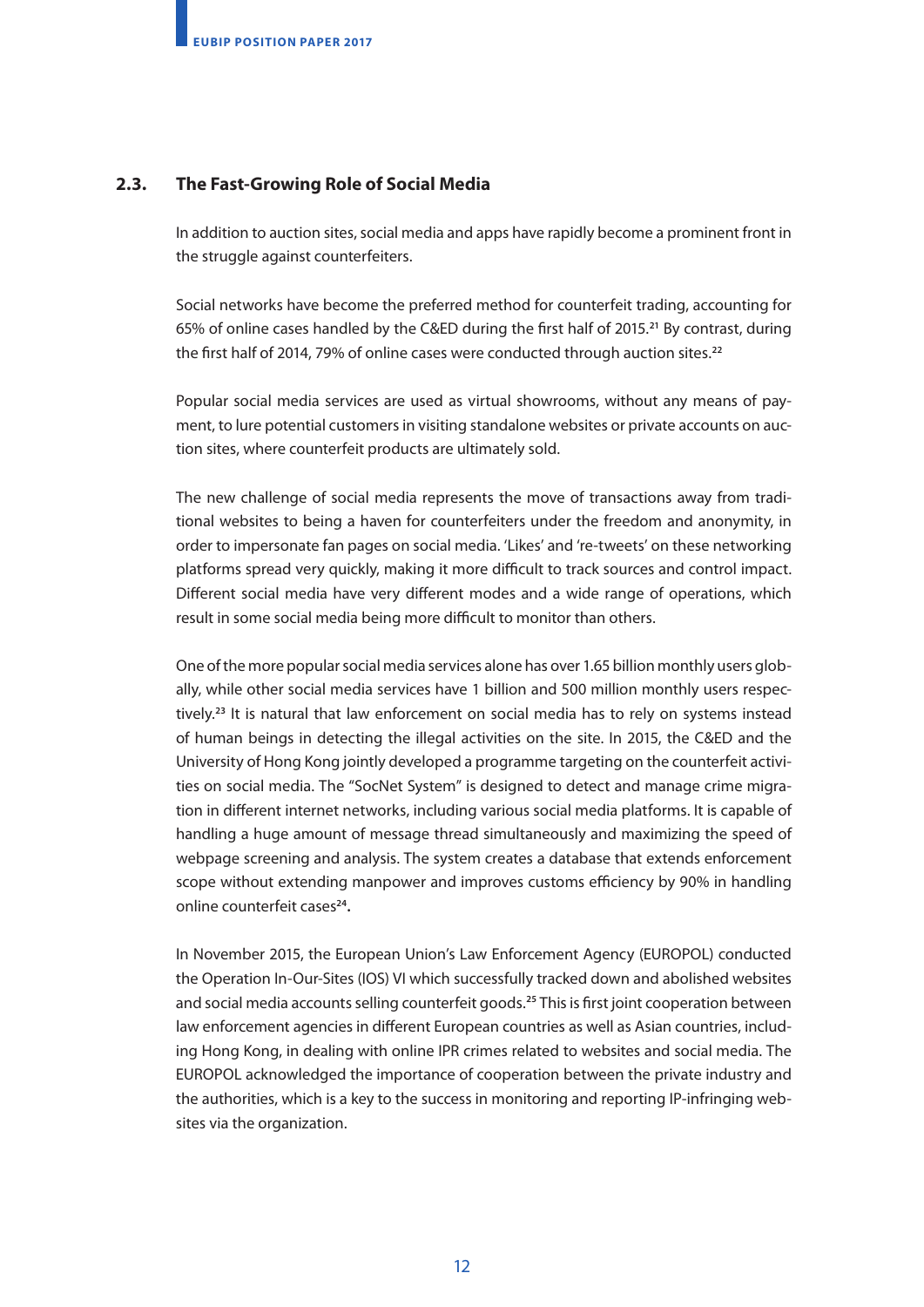## 2.3. The Fast-Growing Role of Social Media

In addition to auction sites, social media and apps have rapidly become a prominent front in the struggle against counterfeiters.

Social networks have become the preferred method for counterfeit trading, accounting for 65% of online cases handled by the C&ED during the first half of 2015.[21] By contrast, during the first half of 2014, 79% of online cases were conducted through auction sites.[22]

Popular social media services are used as virtual showrooms, without any means of payment, to lure potential customers in visiting standalone websites or private accounts on auction sites, where counterfeit products are ultimately sold.

The new challenge of social media represents the move of transactions away from traditional websites to being a haven for counterfeiters under the freedom and anonymity, in order to impersonate fan pages on social media. 'Likes' and 're-tweets' on these networking platforms spread very quickly, making it more difficult to track sources and control impact. Different social media have very different modes and a wide range of operations, which result in some social media being more difficult to monitor than others.

One of the more popular social media services alone has over 1.65 billion monthly users globally, while other social media services have 1 billion and 500 million monthly users respectively.[23] It is natural that law enforcement on social media has to rely on systems instead of human beings in detecting the illegal activities on the site. In 2015, the C&ED and the University of Hong Kong jointly developed a programme targeting on the counterfeit activities on social media. The "SocNet System" is designed to detect and manage crime migration in different internet networks, including various social media platforms. It is capable of handling a huge amount of message thread simultaneously and maximizing the speed of webpage screening and analysis. The system creates a database that extends enforcement scope without extending manpower and improves customs efficiency by 90% in handling online counterfeit cases[24].

In November 2015, the European Union's Law Enforcement Agency (EUROPOL) conducted the Operation In-Our-Sites (IOS) VI which successfully tracked down and abolished websites and social media accounts selling counterfeit goods.[25] This is first joint cooperation between law enforcement agencies in different European countries as well as Asian countries, including Hong Kong, in dealing with online IPR crimes related to websites and social media. The EUROPOL acknowledged the importance of cooperation between the private industry and the authorities, which is a key to the success in monitoring and reporting IP-infringing websites via the organization.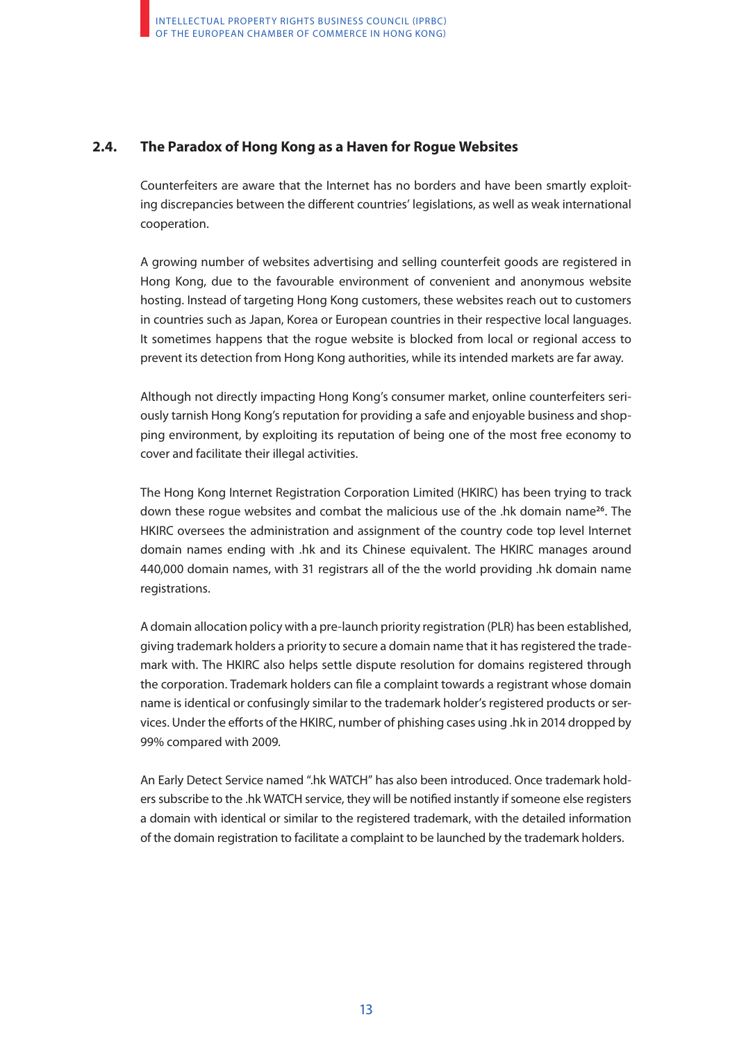## 2.4. The Paradox of Hong Kong as a Haven for Rogue Websites

Counterfeiters are aware that the Internet has no borders and have been smartly exploiting discrepancies between the different countries' legislations, as well as weak international cooperation.

A growing number of websites advertising and selling counterfeit goods are registered in Hong Kong, due to the favourable environment of convenient and anonymous website hosting. Instead of targeting Hong Kong customers, these websites reach out to customers in countries such as Japan, Korea or European countries in their respective local languages. It sometimes happens that the rogue website is blocked from local or regional access to prevent its detection from Hong Kong authorities, while its intended markets are far away.

Although not directly impacting Hong Kong's consumer market, online counterfeiters seriously tarnish Hong Kong's reputation for providing a safe and enjoyable business and shopping environment, by exploiting its reputation of being one of the most free economy to cover and facilitate their illegal activities.

The Hong Kong Internet Registration Corporation Limited (HKIRC) has been trying to track down these rogue websites and combat the malicious use of the .hk domain name[26]. The HKIRC oversees the administration and assignment of the country code top level Internet domain names ending with .hk and its Chinese equivalent. The HKIRC manages around 440,000 domain names, with 31 registrars all of the the world providing .hk domain name registrations.

A domain allocation policy with a pre-launch priority registration (PLR) has been established, giving trademark holders a priority to secure a domain name that it has registered the trademark with. The HKIRC also helps settle dispute resolution for domains registered through the corporation. Trademark holders can file a complaint towards a registrant whose domain name is identical or confusingly similar to the trademark holder's registered products or services. Under the efforts of the HKIRC, number of phishing cases using .hk in 2014 dropped by 99% compared with 2009.

An Early Detect Service named ".hk WATCH" has also been introduced. Once trademark holders subscribe to the .hk WATCH service, they will be notified instantly if someone else registers a domain with identical or similar to the registered trademark, with the detailed information of the domain registration to facilitate a complaint to be launched by the trademark holders.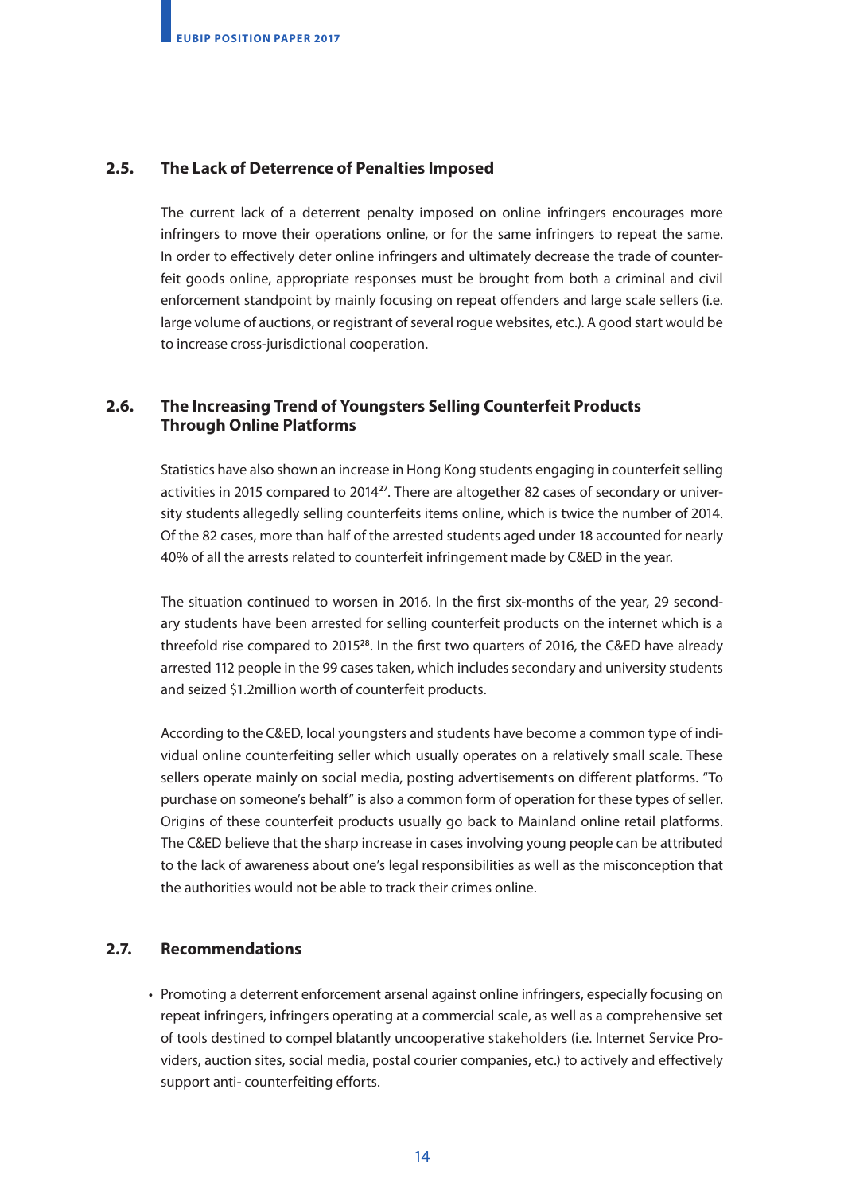## 2.5. The Lack of Deterrence of Penalties Imposed

The current lack of a deterrent penalty imposed on online infringers encourages more infringers to move their operations online, or for the same infringers to repeat the same. In order to effectively deter online infringers and ultimately decrease the trade of counterfeit goods online, appropriate responses must be brought from both a criminal and civil enforcement standpoint by mainly focusing on repeat offenders and large scale sellers (i.e. large volume of auctions, or registrant of several rogue websites, etc.). A good start would be to increase cross-jurisdictional cooperation.

## 2.6. The Increasing Trend of Youngsters Selling Counterfeit Products Through Online Platforms

Statistics have also shown an increase in Hong Kong students engaging in counterfeit selling activities in 2015 compared to 2014[27]. There are altogether 82 cases of secondary or university students allegedly selling counterfeits items online, which is twice the number of 2014. Of the 82 cases, more than half of the arrested students aged under 18 accounted for nearly 40% of all the arrests related to counterfeit infringement made by C&ED in the year.

The situation continued to worsen in 2016. In the first six-months of the year, 29 secondary students have been arrested for selling counterfeit products on the internet which is a threefold rise compared to 2015[28]. In the first two quarters of 2016, the C&ED have already arrested 112 people in the 99 cases taken, which includes secondary and university students and seized $1.2million worth of counterfeit products.

According to the C&ED, local youngsters and students have become a common type of individual online counterfeiting seller which usually operates on a relatively small scale. These sellers operate mainly on social media, posting advertisements on different platforms. "To purchase on someone's behalf" is also a common form of operation for these types of seller. Origins of these counterfeit products usually go back to Mainland online retail platforms. The C&ED believe that the sharp increase in cases involving young people can be attributed to the lack of awareness about one's legal responsibilities as well as the misconception that the authorities would not be able to track their crimes online.

## 2.7. Recommendations

- Promoting a deterrent enforcement arsenal against online infringers, especially focusing on repeat infringers, infringers operating at a commercial scale, as well as a comprehensive set of tools destined to compel blatantly uncooperative stakeholders (i.e. Internet Service Providers, auction sites, social media, postal courier companies, etc.) to actively and effectively support anti- counterfeiting efforts.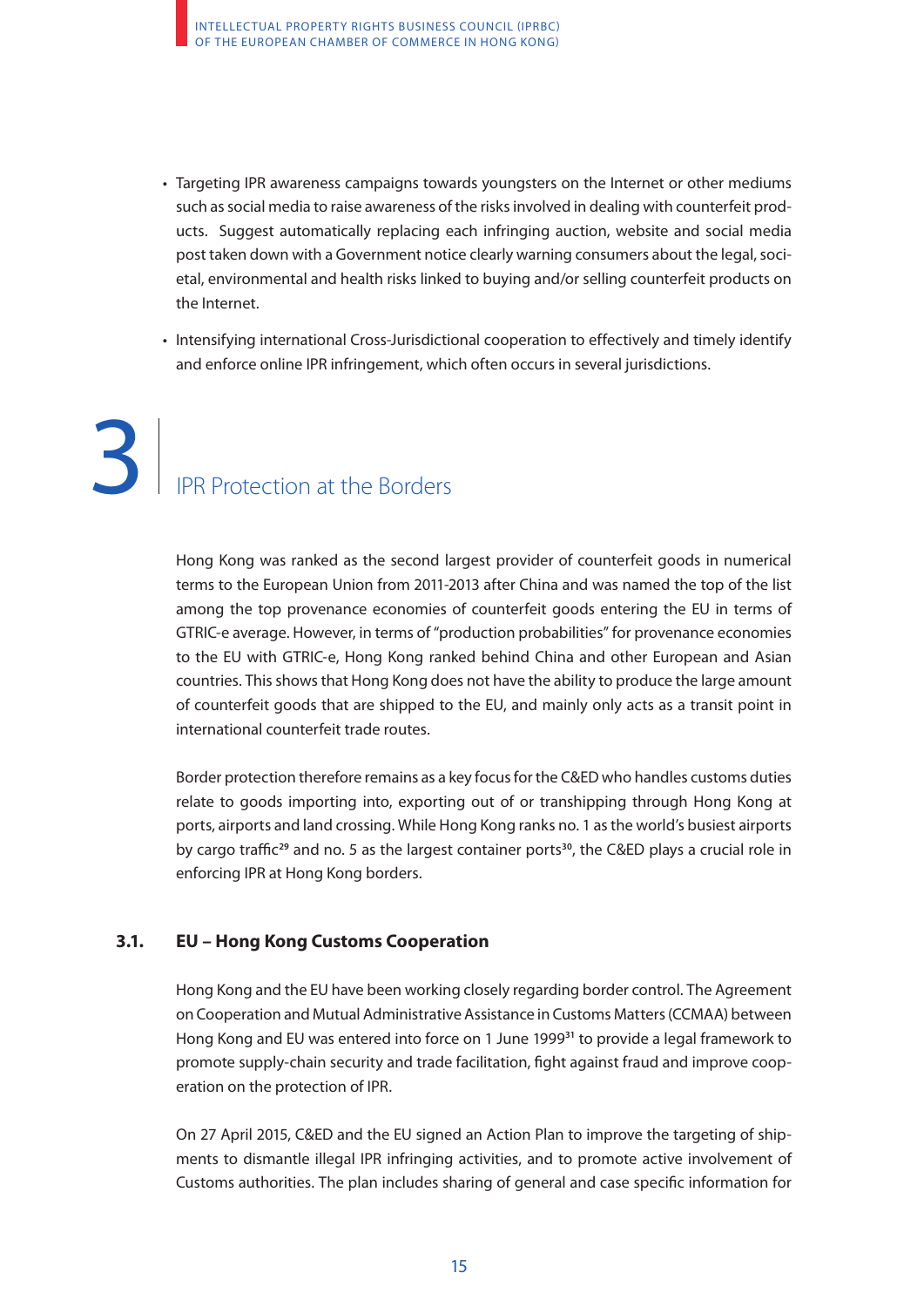- Targeting IPR awareness campaigns towards youngsters on the Internet or other mediums such as social media to raise awareness of the risks involved in dealing with counterfeit products. Suggest automatically replacing each infringing auction, website and social media post taken down with a Government notice clearly warning consumers about the legal, societal, environmental and health risks linked to buying and/or selling counterfeit products on the Internet.
- Intensifying international Cross-Jurisdictional cooperation to effectively and timely identify and enforce online IPR infringement, which often occurs in several jurisdictions.

# 3 IPR Protection at the Borders

Hong Kong was ranked as the second largest provider of counterfeit goods in numerical terms to the European Union from 2011-2013 after China and was named the top of the list among the top provenance economies of counterfeit goods entering the EU in terms of GTRIC-e average. However, in terms of "production probabilities" for provenance economies to the EU with GTRIC-e, Hong Kong ranked behind China and other European and Asian countries. This shows that Hong Kong does not have the ability to produce the large amount of counterfeit goods that are shipped to the EU, and mainly only acts as a transit point in international counterfeit trade routes.

Border protection therefore remains as a key focus for the C&ED who handles customs duties relate to goods importing into, exporting out of or transhipping through Hong Kong at ports, airports and land crossing. While Hong Kong ranks no. 1 as the world's busiest airports by cargo traffic[29] and no. 5 as the largest container ports[30], the C&ED plays a crucial role in enforcing IPR at Hong Kong borders.

## 3.1. EU – Hong Kong Customs Cooperation

Hong Kong and the EU have been working closely regarding border control. The Agreement on Cooperation and Mutual Administrative Assistance in Customs Matters (CCMAA) between Hong Kong and EU was entered into force on 1 June 1999[31] to provide a legal framework to promote supply-chain security and trade facilitation, fight against fraud and improve cooperation on the protection of IPR.

On 27 April 2015, C&ED and the EU signed an Action Plan to improve the targeting of shipments to dismantle illegal IPR infringing activities, and to promote active involvement of Customs authorities. The plan includes sharing of general and case specific information for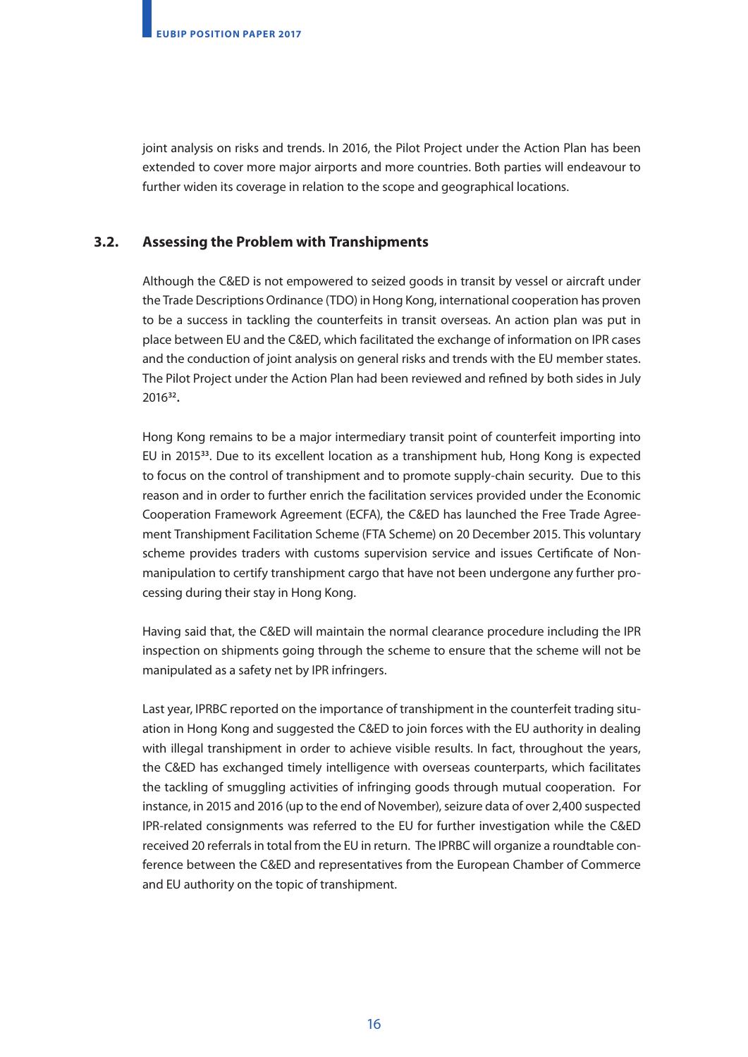joint analysis on risks and trends. In 2016, the Pilot Project under the Action Plan has been extended to cover more major airports and more countries. Both parties will endeavour to further widen its coverage in relation to the scope and geographical locations.

## 3.2. Assessing the Problem with Transhipments

Although the C&ED is not empowered to seized goods in transit by vessel or aircraft under the Trade Descriptions Ordinance (TDO) in Hong Kong, international cooperation has proven to be a success in tackling the counterfeits in transit overseas. An action plan was put in place between EU and the C&ED, which facilitated the exchange of information on IPR cases and the conduction of joint analysis on general risks and trends with the EU member states. The Pilot Project under the Action Plan had been reviewed and refined by both sides in July 2016[32].

Hong Kong remains to be a major intermediary transit point of counterfeit importing into EU in 2015[33]. Due to its excellent location as a transhipment hub, Hong Kong is expected to focus on the control of transhipment and to promote supply-chain security. Due to this reason and in order to further enrich the facilitation services provided under the Economic Cooperation Framework Agreement (ECFA), the C&ED has launched the Free Trade Agreement Transhipment Facilitation Scheme (FTA Scheme) on 20 December 2015. This voluntary scheme provides traders with customs supervision service and issues Certificate of Non-manipulation to certify transhipment cargo that have not been undergone any further processing during their stay in Hong Kong.

Having said that, the C&ED will maintain the normal clearance procedure including the IPR inspection on shipments going through the scheme to ensure that the scheme will not be manipulated as a safety net by IPR infringers.

Last year, IPRBC reported on the importance of transhipment in the counterfeit trading situation in Hong Kong and suggested the C&ED to join forces with the EU authority in dealing with illegal transhipment in order to achieve visible results. In fact, throughout the years, the C&ED has exchanged timely intelligence with overseas counterparts, which facilitates the tackling of smuggling activities of infringing goods through mutual cooperation. For instance, in 2015 and 2016 (up to the end of November), seizure data of over 2,400 suspected IPR-related consignments was referred to the EU for further investigation while the C&ED received 20 referrals in total from the EU in return. The IPRBC will organize a roundtable conference between the C&ED and representatives from the European Chamber of Commerce and EU authority on the topic of transhipment.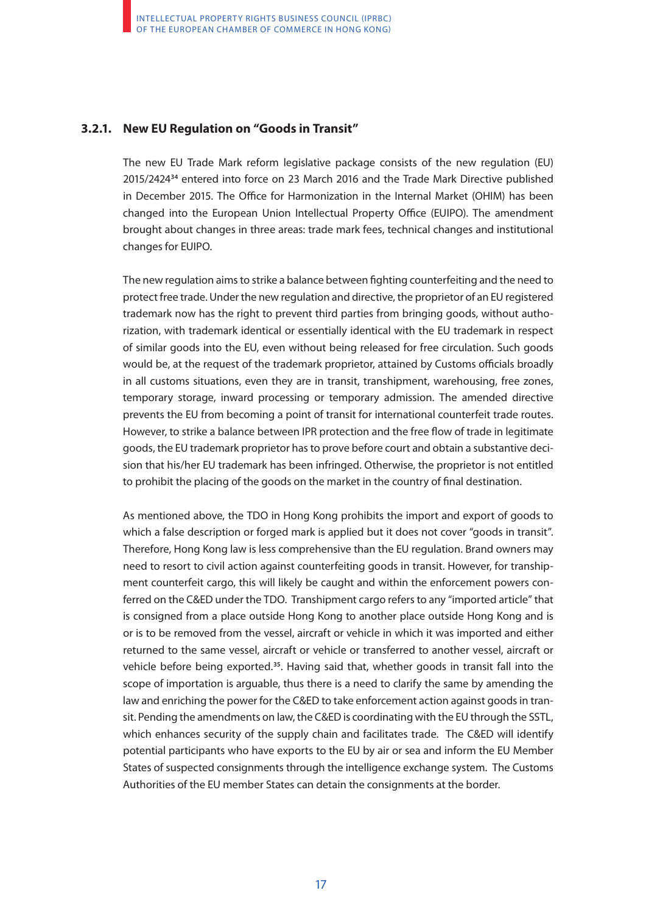### 3.2.1. New EU Regulation on "Goods in Transit"

The new EU Trade Mark reform legislative package consists of the new regulation (EU) 2015/2424[34] entered into force on 23 March 2016 and the Trade Mark Directive published in December 2015. The Office for Harmonization in the Internal Market (OHIM) has been changed into the European Union Intellectual Property Office (EUIPO). The amendment brought about changes in three areas: trade mark fees, technical changes and institutional changes for EUIPO.

The new regulation aims to strike a balance between fighting counterfeiting and the need to protect free trade. Under the new regulation and directive, the proprietor of an EU registered trademark now has the right to prevent third parties from bringing goods, without authorization, with trademark identical or essentially identical with the EU trademark in respect of similar goods into the EU, even without being released for free circulation. Such goods would be, at the request of the trademark proprietor, attained by Customs officials broadly in all customs situations, even they are in transit, transhipment, warehousing, free zones, temporary storage, inward processing or temporary admission. The amended directive prevents the EU from becoming a point of transit for international counterfeit trade routes. However, to strike a balance between IPR protection and the free flow of trade in legitimate goods, the EU trademark proprietor has to prove before court and obtain a substantive decision that his/her EU trademark has been infringed. Otherwise, the proprietor is not entitled to prohibit the placing of the goods on the market in the country of final destination.

As mentioned above, the TDO in Hong Kong prohibits the import and export of goods to which a false description or forged mark is applied but it does not cover "goods in transit". Therefore, Hong Kong law is less comprehensive than the EU regulation. Brand owners may need to resort to civil action against counterfeiting goods in transit. However, for transhipment counterfeit cargo, this will likely be caught and within the enforcement powers conferred on the C&ED under the TDO. Transhipment cargo refers to any "imported article" that is consigned from a place outside Hong Kong to another place outside Hong Kong and is or is to be removed from the vessel, aircraft or vehicle in which it was imported and either returned to the same vessel, aircraft or vehicle or transferred to another vessel, aircraft or vehicle before being exported.[35]. Having said that, whether goods in transit fall into the scope of importation is arguable, thus there is a need to clarify the same by amending the law and enriching the power for the C&ED to take enforcement action against goods in transit. Pending the amendments on law, the C&ED is coordinating with the EU through the SSTL, which enhances security of the supply chain and facilitates trade. The C&ED will identify potential participants who have exports to the EU by air or sea and inform the EU Member States of suspected consignments through the intelligence exchange system. The Customs Authorities of the EU member States can detain the consignments at the border.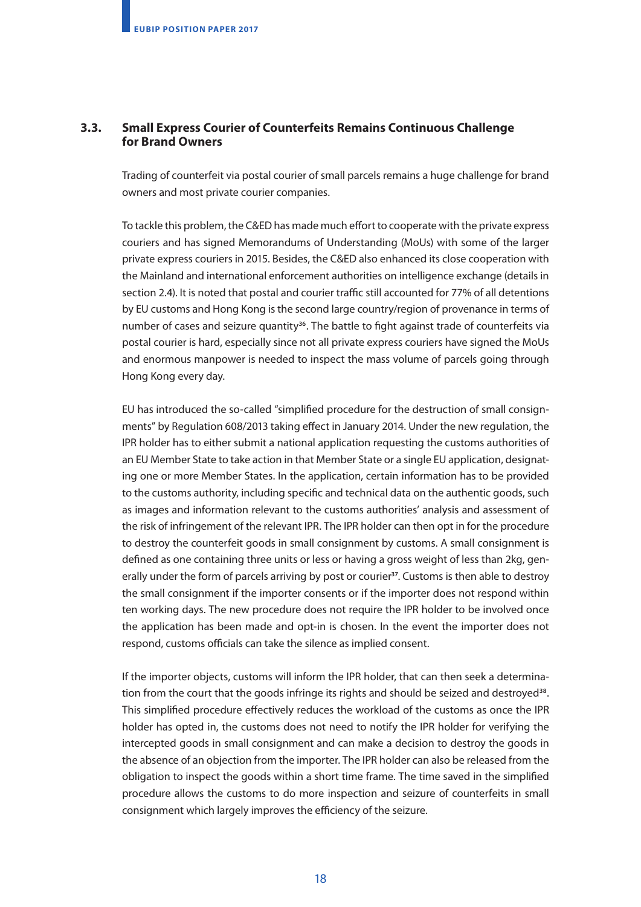### 3.3. Small Express Courier of Counterfeits Remains Continuous Challenge for Brand Owners

Trading of counterfeit via postal courier of small parcels remains a huge challenge for brand owners and most private courier companies.

To tackle this problem, the C&ED has made much effort to cooperate with the private express couriers and has signed Memorandums of Understanding (MoUs) with some of the larger private express couriers in 2015. Besides, the C&ED also enhanced its close cooperation with the Mainland and international enforcement authorities on intelligence exchange (details in section 2.4). It is noted that postal and courier traffic still accounted for 77% of all detentions by EU customs and Hong Kong is the second large country/region of provenance in terms of number of cases and seizure quantity[36]. The battle to fight against trade of counterfeits via postal courier is hard, especially since not all private express couriers have signed the MoUs and enormous manpower is needed to inspect the mass volume of parcels going through Hong Kong every day.

EU has introduced the so-called "simplified procedure for the destruction of small consignments" by Regulation 608/2013 taking effect in January 2014. Under the new regulation, the IPR holder has to either submit a national application requesting the customs authorities of an EU Member State to take action in that Member State or a single EU application, designating one or more Member States. In the application, certain information has to be provided to the customs authority, including specific and technical data on the authentic goods, such as images and information relevant to the customs authorities' analysis and assessment of the risk of infringement of the relevant IPR. The IPR holder can then opt in for the procedure to destroy the counterfeit goods in small consignment by customs. A small consignment is defined as one containing three units or less or having a gross weight of less than 2kg, generally under the form of parcels arriving by post or courier[37]. Customs is then able to destroy the small consignment if the importer consents or if the importer does not respond within ten working days. The new procedure does not require the IPR holder to be involved once the application has been made and opt-in is chosen. In the event the importer does not respond, customs officials can take the silence as implied consent.

If the importer objects, customs will inform the IPR holder, that can then seek a determination from the court that the goods infringe its rights and should be seized and destroyed[38]. This simplified procedure effectively reduces the workload of the customs as once the IPR holder has opted in, the customs does not need to notify the IPR holder for verifying the intercepted goods in small consignment and can make a decision to destroy the goods in the absence of an objection from the importer. The IPR holder can also be released from the obligation to inspect the goods within a short time frame. The time saved in the simplified procedure allows the customs to do more inspection and seizure of counterfeits in small consignment which largely improves the efficiency of the seizure.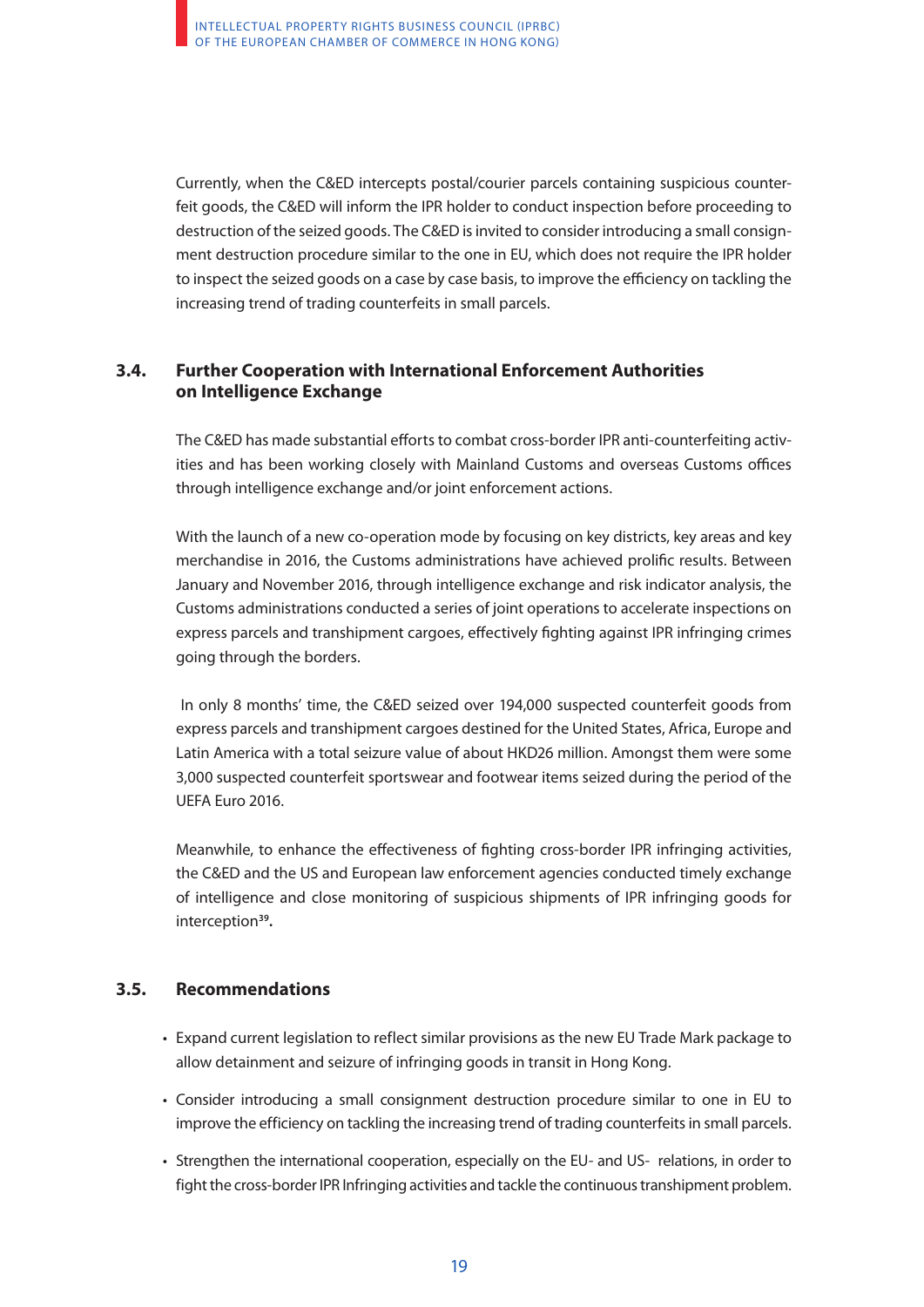Currently, when the C&ED intercepts postal/courier parcels containing suspicious counterfeit goods, the C&ED will inform the IPR holder to conduct inspection before proceeding to destruction of the seized goods. The C&ED is invited to consider introducing a small consignment destruction procedure similar to the one in EU, which does not require the IPR holder to inspect the seized goods on a case by case basis, to improve the efficiency on tackling the increasing trend of trading counterfeits in small parcels.

### 3.4. Further Cooperation with International Enforcement Authorities on Intelligence Exchange

The C&ED has made substantial efforts to combat cross-border IPR anti-counterfeiting activities and has been working closely with Mainland Customs and overseas Customs offices through intelligence exchange and/or joint enforcement actions.

With the launch of a new co-operation mode by focusing on key districts, key areas and key merchandise in 2016, the Customs administrations have achieved prolific results. Between January and November 2016, through intelligence exchange and risk indicator analysis, the Customs administrations conducted a series of joint operations to accelerate inspections on express parcels and transhipment cargoes, effectively fighting against IPR infringing crimes going through the borders.

In only 8 months' time, the C&ED seized over 194,000 suspected counterfeit goods from express parcels and transhipment cargoes destined for the United States, Africa, Europe and Latin America with a total seizure value of about HKD26 million. Amongst them were some 3,000 suspected counterfeit sportswear and footwear items seized during the period of the UEFA Euro 2016.

Meanwhile, to enhance the effectiveness of fighting cross-border IPR infringing activities, the C&ED and the US and European law enforcement agencies conducted timely exchange of intelligence and close monitoring of suspicious shipments of IPR infringing goods for interception[39].

### 3.5. Recommendations

- Expand current legislation to reflect similar provisions as the new EU Trade Mark package to allow detainment and seizure of infringing goods in transit in Hong Kong.
- Consider introducing a small consignment destruction procedure similar to one in EU to improve the efficiency on tackling the increasing trend of trading counterfeits in small parcels.
- Strengthen the international cooperation, especially on the EU- and US- relations, in order to fight the cross-border IPR Infringing activities and tackle the continuous transhipment problem.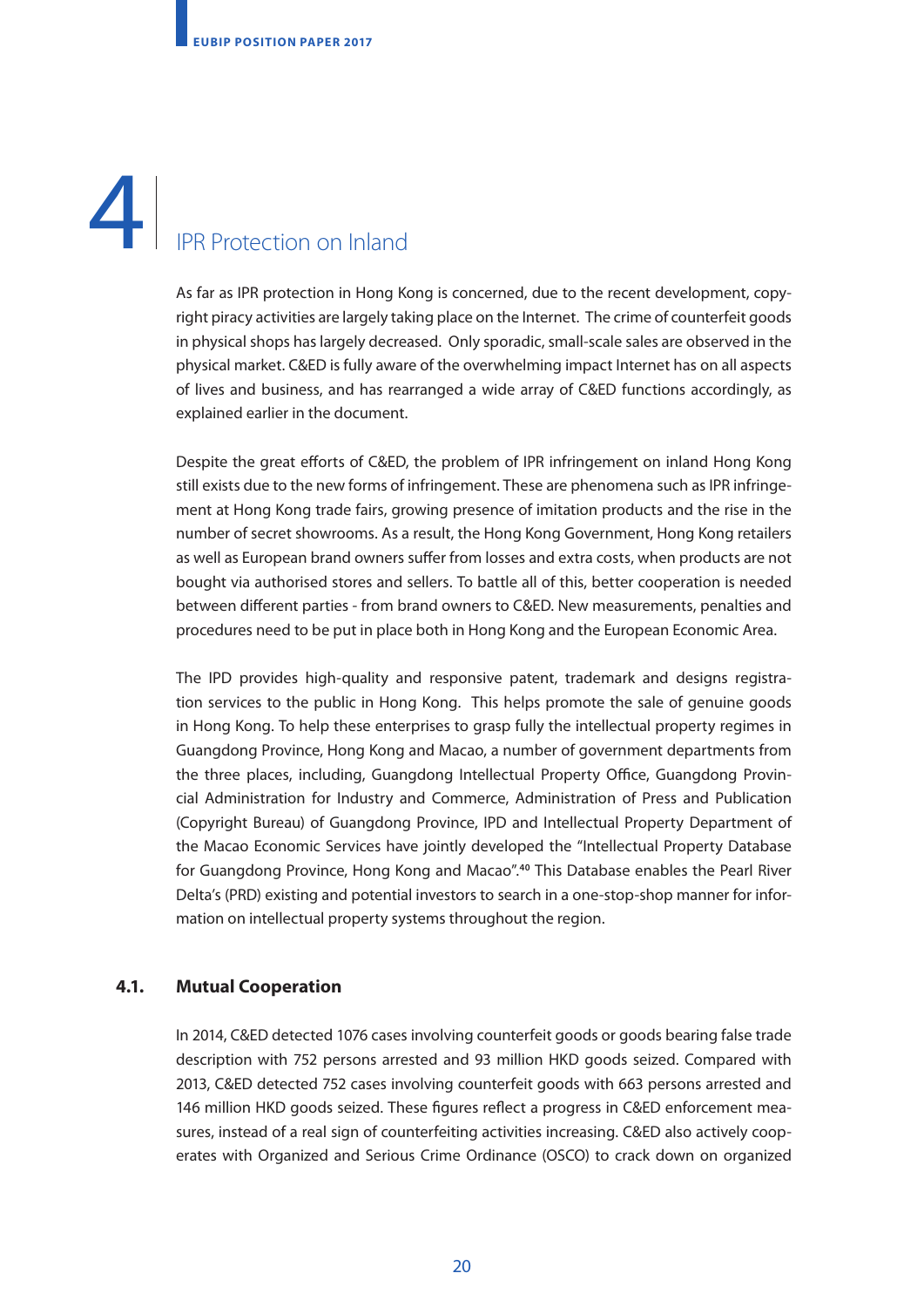# 4 IPR Protection on Inland

As far as IPR protection in Hong Kong is concerned, due to the recent development, copyright piracy activities are largely taking place on the Internet. The crime of counterfeit goods in physical shops has largely decreased. Only sporadic, small-scale sales are observed in the physical market. C&ED is fully aware of the overwhelming impact Internet has on all aspects of lives and business, and has rearranged a wide array of C&ED functions accordingly, as explained earlier in the document.

Despite the great efforts of C&ED, the problem of IPR infringement on inland Hong Kong still exists due to the new forms of infringement. These are phenomena such as IPR infringement at Hong Kong trade fairs, growing presence of imitation products and the rise in the number of secret showrooms. As a result, the Hong Kong Government, Hong Kong retailers as well as European brand owners suffer from losses and extra costs, when products are not bought via authorised stores and sellers. To battle all of this, better cooperation is needed between different parties - from brand owners to C&ED. New measurements, penalties and procedures need to be put in place both in Hong Kong and the European Economic Area.

The IPD provides high-quality and responsive patent, trademark and designs registration services to the public in Hong Kong. This helps promote the sale of genuine goods in Hong Kong. To help these enterprises to grasp fully the intellectual property regimes in Guangdong Province, Hong Kong and Macao, a number of government departments from the three places, including, Guangdong Intellectual Property Office, Guangdong Provincial Administration for Industry and Commerce, Administration of Press and Publication (Copyright Bureau) of Guangdong Province, IPD and Intellectual Property Department of the Macao Economic Services have jointly developed the "Intellectual Property Database for Guangdong Province, Hong Kong and Macao".[40] This Database enables the Pearl River Delta's (PRD) existing and potential investors to search in a one-stop-shop manner for information on intellectual property systems throughout the region.

## 4.1. Mutual Cooperation

In 2014, C&ED detected 1076 cases involving counterfeit goods or goods bearing false trade description with 752 persons arrested and 93 million HKD goods seized. Compared with 2013, C&ED detected 752 cases involving counterfeit goods with 663 persons arrested and 146 million HKD goods seized. These figures reflect a progress in C&ED enforcement measures, instead of a real sign of counterfeiting activities increasing. C&ED also actively cooperates with Organized and Serious Crime Ordinance (OSCO) to crack down on organized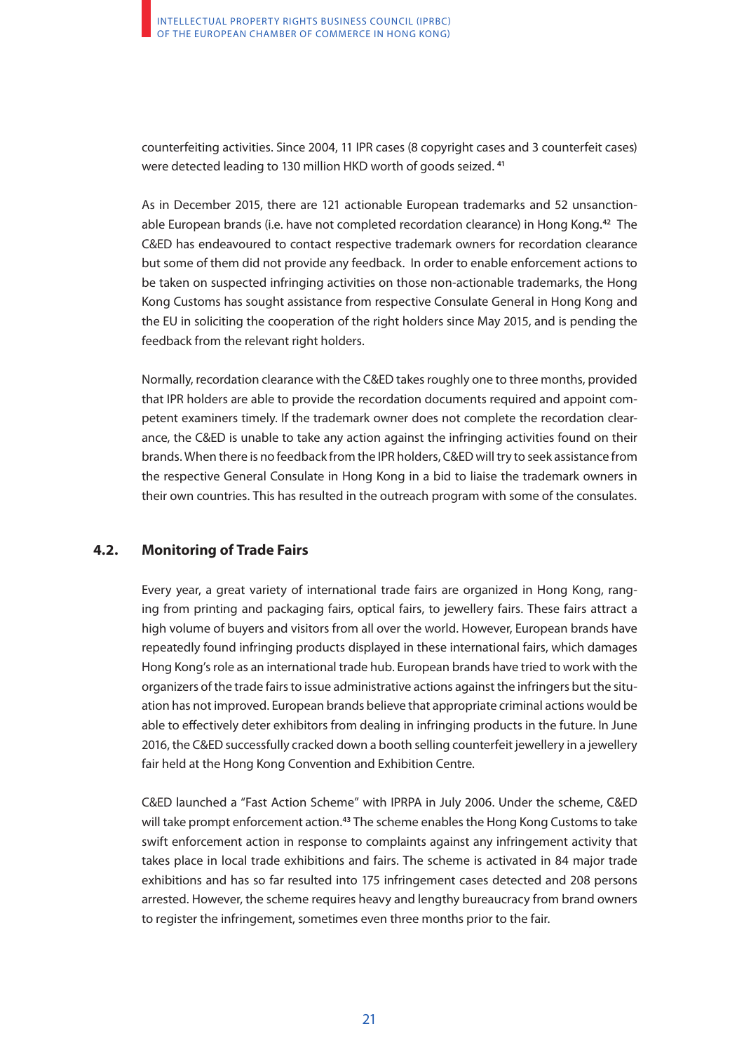counterfeiting activities. Since 2004, 11 IPR cases (8 copyright cases and 3 counterfeit cases) were detected leading to 130 million HKD worth of goods seized. [41]

As in December 2015, there are 121 actionable European trademarks and 52 unsanctionable European brands (i.e. have not completed recordation clearance) in Hong Kong.[42] The C&ED has endeavoured to contact respective trademark owners for recordation clearance but some of them did not provide any feedback. In order to enable enforcement actions to be taken on suspected infringing activities on those non-actionable trademarks, the Hong Kong Customs has sought assistance from respective Consulate General in Hong Kong and the EU in soliciting the cooperation of the right holders since May 2015, and is pending the feedback from the relevant right holders.

Normally, recordation clearance with the C&ED takes roughly one to three months, provided that IPR holders are able to provide the recordation documents required and appoint competent examiners timely. If the trademark owner does not complete the recordation clearance, the C&ED is unable to take any action against the infringing activities found on their brands. When there is no feedback from the IPR holders, C&ED will try to seek assistance from the respective General Consulate in Hong Kong in a bid to liaise the trademark owners in their own countries. This has resulted in the outreach program with some of the consulates.

## 4.2. Monitoring of Trade Fairs

Every year, a great variety of international trade fairs are organized in Hong Kong, ranging from printing and packaging fairs, optical fairs, to jewellery fairs. These fairs attract a high volume of buyers and visitors from all over the world. However, European brands have repeatedly found infringing products displayed in these international fairs, which damages Hong Kong's role as an international trade hub. European brands have tried to work with the organizers of the trade fairs to issue administrative actions against the infringers but the situation has not improved. European brands believe that appropriate criminal actions would be able to effectively deter exhibitors from dealing in infringing products in the future. In June 2016, the C&ED successfully cracked down a booth selling counterfeit jewellery in a jewellery fair held at the Hong Kong Convention and Exhibition Centre.

C&ED launched a "Fast Action Scheme" with IPRPA in July 2006. Under the scheme, C&ED will take prompt enforcement action.[43] The scheme enables the Hong Kong Customs to take swift enforcement action in response to complaints against any infringement activity that takes place in local trade exhibitions and fairs. The scheme is activated in 84 major trade exhibitions and has so far resulted into 175 infringement cases detected and 208 persons arrested. However, the scheme requires heavy and lengthy bureaucracy from brand owners to register the infringement, sometimes even three months prior to the fair.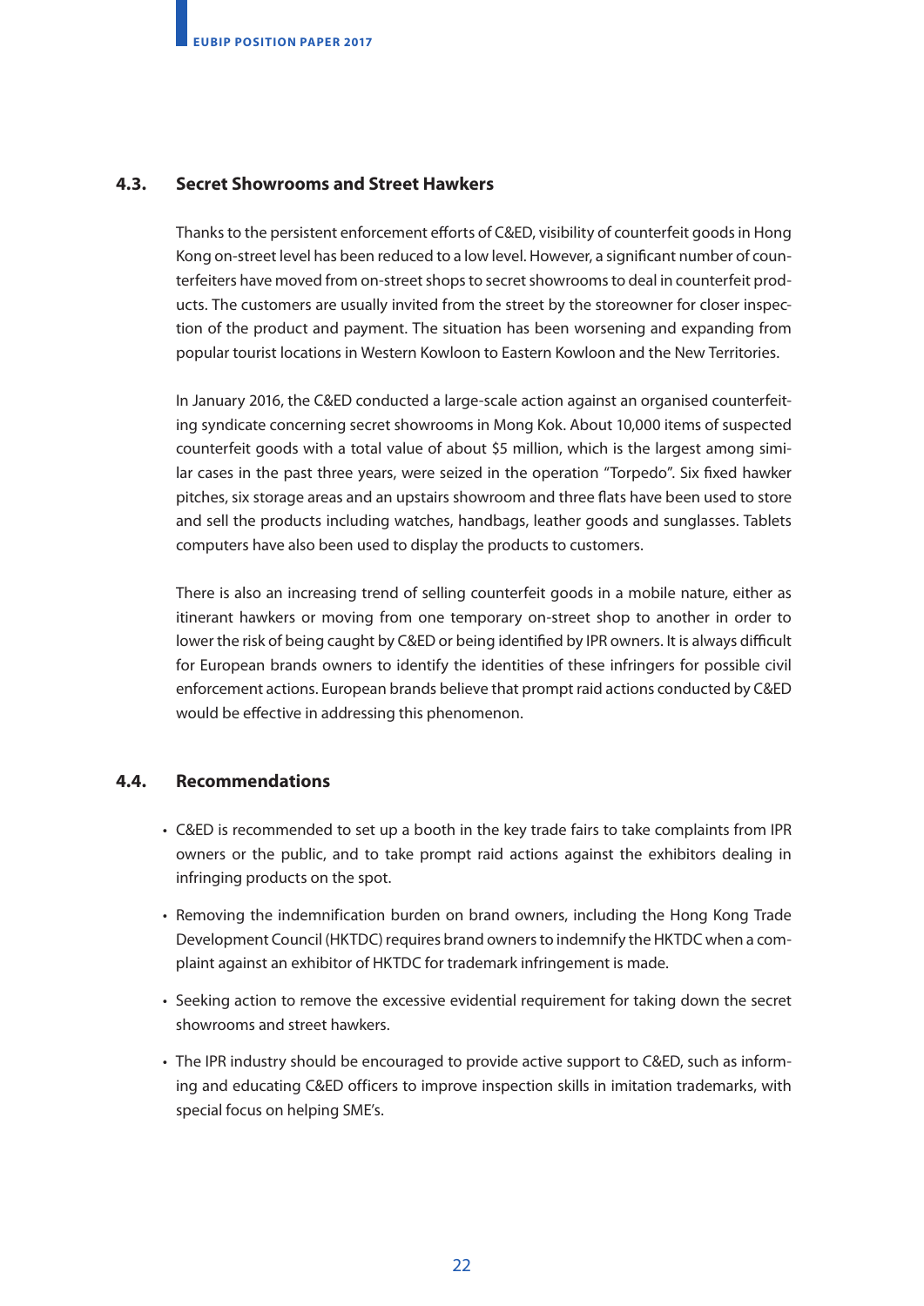## 4.3. Secret Showrooms and Street Hawkers

Thanks to the persistent enforcement efforts of C&ED, visibility of counterfeit goods in Hong Kong on-street level has been reduced to a low level. However, a significant number of counterfeiters have moved from on-street shops to secret showrooms to deal in counterfeit products. The customers are usually invited from the street by the storeowner for closer inspection of the product and payment. The situation has been worsening and expanding from popular tourist locations in Western Kowloon to Eastern Kowloon and the New Territories.

In January 2016, the C&ED conducted a large-scale action against an organised counterfeiting syndicate concerning secret showrooms in Mong Kok. About 10,000 items of suspected counterfeit goods with a total value of about $5 million, which is the largest among similar cases in the past three years, were seized in the operation "Torpedo". Six fixed hawker pitches, six storage areas and an upstairs showroom and three flats have been used to store and sell the products including watches, handbags, leather goods and sunglasses. Tablets computers have also been used to display the products to customers.

There is also an increasing trend of selling counterfeit goods in a mobile nature, either as itinerant hawkers or moving from one temporary on-street shop to another in order to lower the risk of being caught by C&ED or being identified by IPR owners. It is always difficult for European brands owners to identify the identities of these infringers for possible civil enforcement actions. European brands believe that prompt raid actions conducted by C&ED would be effective in addressing this phenomenon.

## 4.4. Recommendations

- C&ED is recommended to set up a booth in the key trade fairs to take complaints from IPR owners or the public, and to take prompt raid actions against the exhibitors dealing in infringing products on the spot.
- Removing the indemnification burden on brand owners, including the Hong Kong Trade Development Council (HKTDC) requires brand owners to indemnify the HKTDC when a complaint against an exhibitor of HKTDC for trademark infringement is made.
- Seeking action to remove the excessive evidential requirement for taking down the secret showrooms and street hawkers.
- The IPR industry should be encouraged to provide active support to C&ED, such as informing and educating C&ED officers to improve inspection skills in imitation trademarks, with special focus on helping SME's.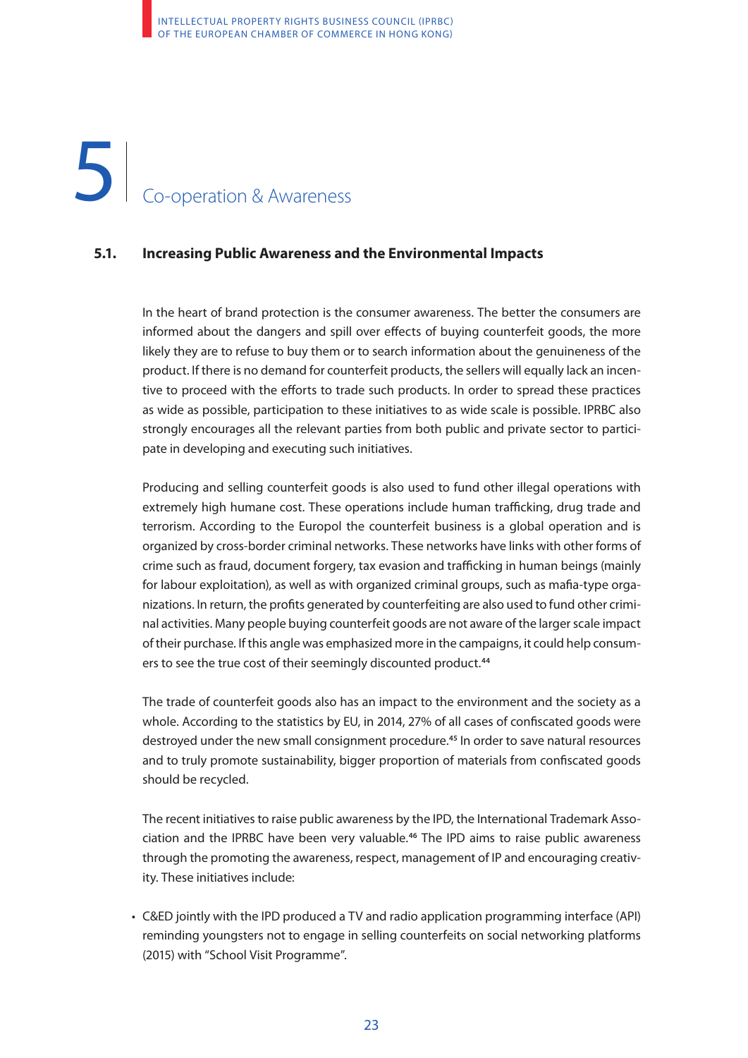# 5 Co-operation & Awareness

## 5.1. Increasing Public Awareness and the Environmental Impacts

In the heart of brand protection is the consumer awareness. The better the consumers are informed about the dangers and spill over effects of buying counterfeit goods, the more likely they are to refuse to buy them or to search information about the genuineness of the product. If there is no demand for counterfeit products, the sellers will equally lack an incentive to proceed with the efforts to trade such products. In order to spread these practices as wide as possible, participation to these initiatives to as wide scale is possible. IPRBC also strongly encourages all the relevant parties from both public and private sector to participate in developing and executing such initiatives.

Producing and selling counterfeit goods is also used to fund other illegal operations with extremely high humane cost. These operations include human trafficking, drug trade and terrorism. According to the Europol the counterfeit business is a global operation and is organized by cross-border criminal networks. These networks have links with other forms of crime such as fraud, document forgery, tax evasion and trafficking in human beings (mainly for labour exploitation), as well as with organized criminal groups, such as mafia-type organizations. In return, the profits generated by counterfeiting are also used to fund other criminal activities. Many people buying counterfeit goods are not aware of the larger scale impact of their purchase. If this angle was emphasized more in the campaigns, it could help consumers to see the true cost of their seemingly discounted product.[44]

The trade of counterfeit goods also has an impact to the environment and the society as a whole. According to the statistics by EU, in 2014, 27% of all cases of confiscated goods were destroyed under the new small consignment procedure.[45] In order to save natural resources and to truly promote sustainability, bigger proportion of materials from confiscated goods should be recycled.

The recent initiatives to raise public awareness by the IPD, the International Trademark Association and the IPRBC have been very valuable.[46] The IPD aims to raise public awareness through the promoting the awareness, respect, management of IP and encouraging creativity. These initiatives include:

- C&ED jointly with the IPD produced a TV and radio application programming interface (API) reminding youngsters not to engage in selling counterfeits on social networking platforms (2015) with "School Visit Programme".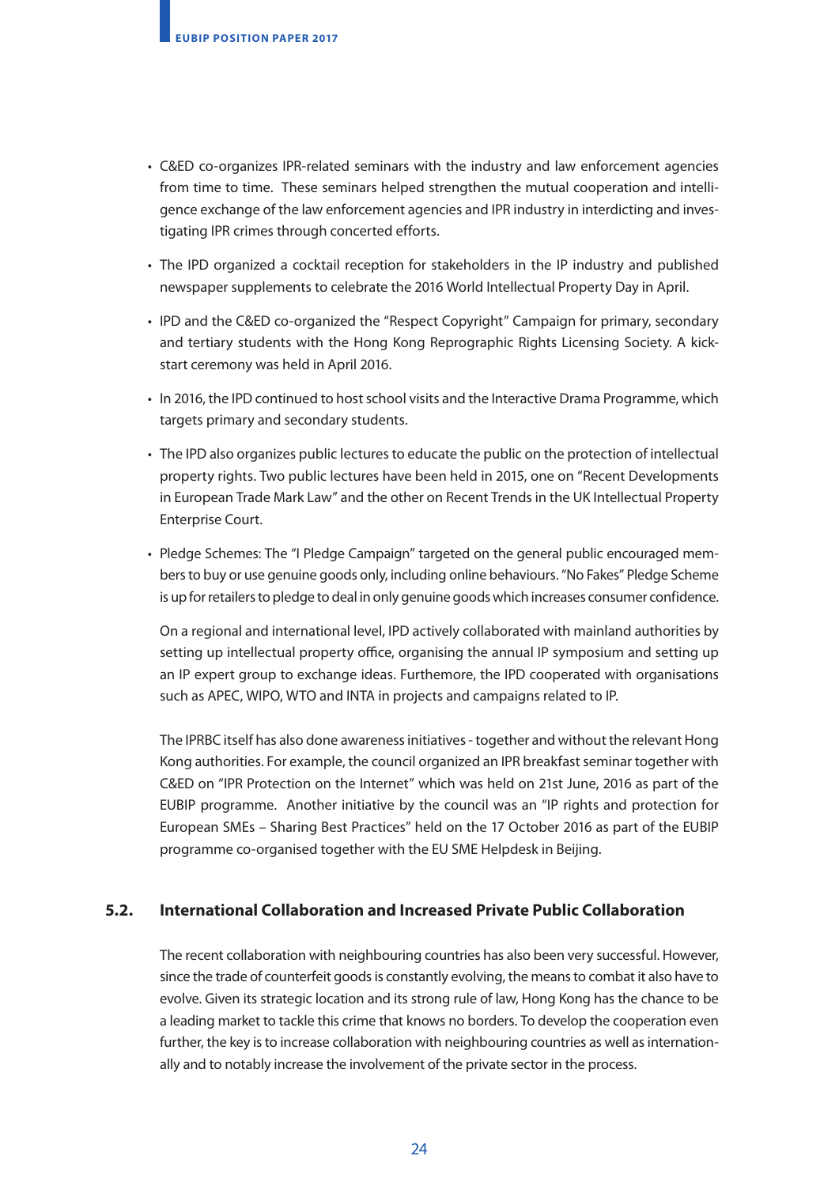- C&ED co-organizes IPR-related seminars with the industry and law enforcement agencies from time to time. These seminars helped strengthen the mutual cooperation and intelligence exchange of the law enforcement agencies and IPR industry in interdicting and investigating IPR crimes through concerted efforts.
- The IPD organized a cocktail reception for stakeholders in the IP industry and published newspaper supplements to celebrate the 2016 World Intellectual Property Day in April.
- IPD and the C&ED co-organized the "Respect Copyright" Campaign for primary, secondary and tertiary students with the Hong Kong Reprographic Rights Licensing Society. A kick-start ceremony was held in April 2016.
- In 2016, the IPD continued to host school visits and the Interactive Drama Programme, which targets primary and secondary students.
- The IPD also organizes public lectures to educate the public on the protection of intellectual property rights. Two public lectures have been held in 2015, one on "Recent Developments in European Trade Mark Law" and the other on Recent Trends in the UK Intellectual Property Enterprise Court.
- Pledge Schemes: The "I Pledge Campaign" targeted on the general public encouraged members to buy or use genuine goods only, including online behaviours. "No Fakes" Pledge Scheme is up for retailers to pledge to deal in only genuine goods which increases consumer confidence.

On a regional and international level, IPD actively collaborated with mainland authorities by setting up intellectual property office, organising the annual IP symposium and setting up an IP expert group to exchange ideas. Furthermore, the IPD cooperated with organisations such as APEC, WIPO, WTO and INTA in projects and campaigns related to IP.

The IPRBC itself has also done awareness initiatives - together and without the relevant Hong Kong authorities. For example, the council organized an IPR breakfast seminar together with C&ED on "IPR Protection on the Internet" which was held on 21st June, 2016 as part of the EUBIP programme. Another initiative by the council was an "IP rights and protection for European SMEs – Sharing Best Practices" held on the 17 October 2016 as part of the EUBIP programme co-organised together with the EU SME Helpdesk in Beijing.

### 5.2. International Collaboration and Increased Private Public Collaboration

The recent collaboration with neighbouring countries has also been very successful. However, since the trade of counterfeit goods is constantly evolving, the means to combat it also have to evolve. Given its strategic location and its strong rule of law, Hong Kong has the chance to be a leading market to tackle this crime that knows no borders. To develop the cooperation even further, the key is to increase collaboration with neighbouring countries as well as internationally and to notably increase the involvement of the private sector in the process.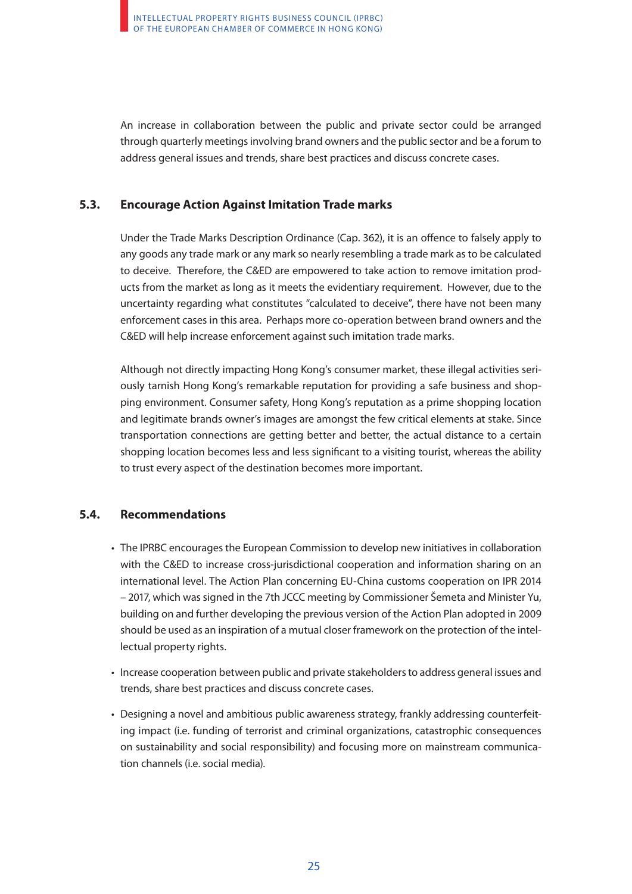An increase in collaboration between the public and private sector could be arranged through quarterly meetings involving brand owners and the public sector and be a forum to address general issues and trends, share best practices and discuss concrete cases.

### 5.3. Encourage Action Against Imitation Trade marks

Under the Trade Marks Description Ordinance (Cap. 362), it is an offence to falsely apply to any goods any trade mark or any mark so nearly resembling a trade mark as to be calculated to deceive. Therefore, the C&ED are empowered to take action to remove imitation products from the market as long as it meets the evidentiary requirement. However, due to the uncertainty regarding what constitutes "calculated to deceive", there have not been many enforcement cases in this area. Perhaps more co-operation between brand owners and the C&ED will help increase enforcement against such imitation trade marks.

Although not directly impacting Hong Kong's consumer market, these illegal activities seriously tarnish Hong Kong's remarkable reputation for providing a safe business and shopping environment. Consumer safety, Hong Kong's reputation as a prime shopping location and legitimate brands owner's images are amongst the few critical elements at stake. Since transportation connections are getting better and better, the actual distance to a certain shopping location becomes less and less significant to a visiting tourist, whereas the ability to trust every aspect of the destination becomes more important.

### 5.4. Recommendations

- The IPRBC encourages the European Commission to develop new initiatives in collaboration with the C&ED to increase cross-jurisdictional cooperation and information sharing on an international level. The Action Plan concerning EU-China customs cooperation on IPR 2014 – 2017, which was signed in the 7th JCCC meeting by Commissioner Šemeta and Minister Yu, building on and further developing the previous version of the Action Plan adopted in 2009 should be used as an inspiration of a mutual closer framework on the protection of the intellectual property rights.
- Increase cooperation between public and private stakeholders to address general issues and trends, share best practices and discuss concrete cases.
- Designing a novel and ambitious public awareness strategy, frankly addressing counterfeiting impact (i.e. funding of terrorist and criminal organizations, catastrophic consequences on sustainability and social responsibility) and focusing more on mainstream communication channels (i.e. social media).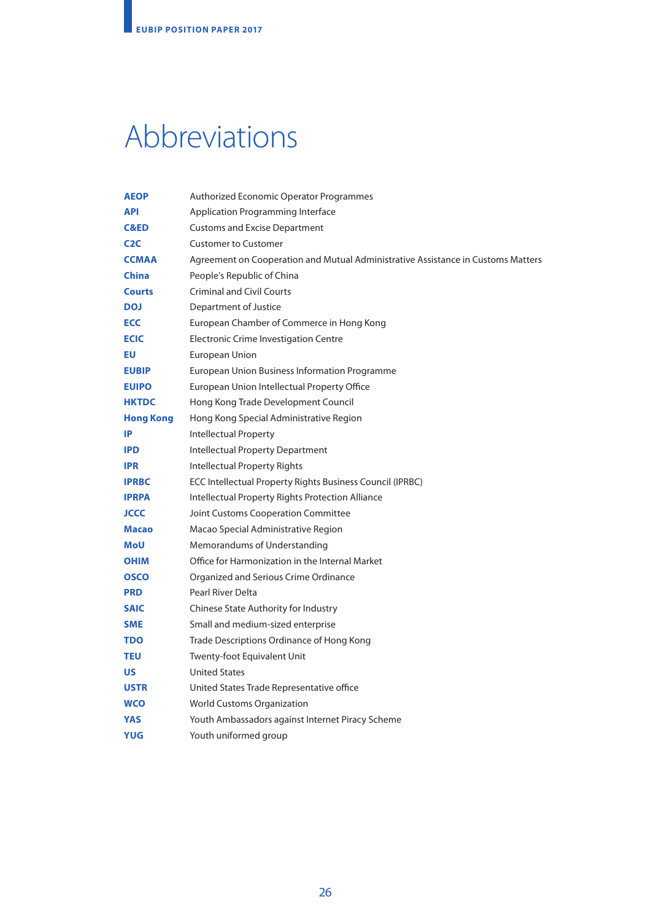# Abbreviations

| | |
|---|---|
| **AEOP** | Authorized Economic Operator Programmes |
| **API** | Application Programming Interface |
| **C&ED** | Customs and Excise Department |
| **C2C** | Customer to Customer |
| **CCMAA** | Agreement on Cooperation and Mutual Administrative Assistance in Customs Matters |
| **China** | People's Republic of China |
| **Courts** | Criminal and Civil Courts |
| **DOJ** | Department of Justice |
| **ECC** | European Chamber of Commerce in Hong Kong |
| **ECIC** | Electronic Crime Investigation Centre |
| **EU** | European Union |
| **EUBIP** | European Union Business Information Programme |
| **EUIPO** | European Union Intellectual Property Office |
| **HKTDC** | Hong Kong Trade Development Council |
| **Hong Kong** | Hong Kong Special Administrative Region |
| **IP** | Intellectual Property |
| **IPD** | Intellectual Property Department |
| **IPR** | Intellectual Property Rights |
| **IPRBC** | ECC Intellectual Property Rights Business Council (IPRBC) |
| **IPRPA** | Intellectual Property Rights Protection Alliance |
| **JCCC** | Joint Customs Cooperation Committee |
| **Macao** | Macao Special Administrative Region |
| **MoU** | Memorandums of Understanding |
| **OHIM** | Office for Harmonization in the Internal Market |
| **OSCO** | Organized and Serious Crime Ordinance |
| **PRD** | Pearl River Delta |
| **SAIC** | Chinese State Authority for Industry |
| **SME** | Small and medium-sized enterprise |
| **TDO** | Trade Descriptions Ordinance of Hong Kong |
| **TEU** | Twenty-foot Equivalent Unit |
| **US** | United States |
| **USTR** | United States Trade Representative office |
| **WCO** | World Customs Organization |
| **YAS** | Youth Ambassadors against Internet Piracy Scheme |
| **YUG** | Youth uniformed group |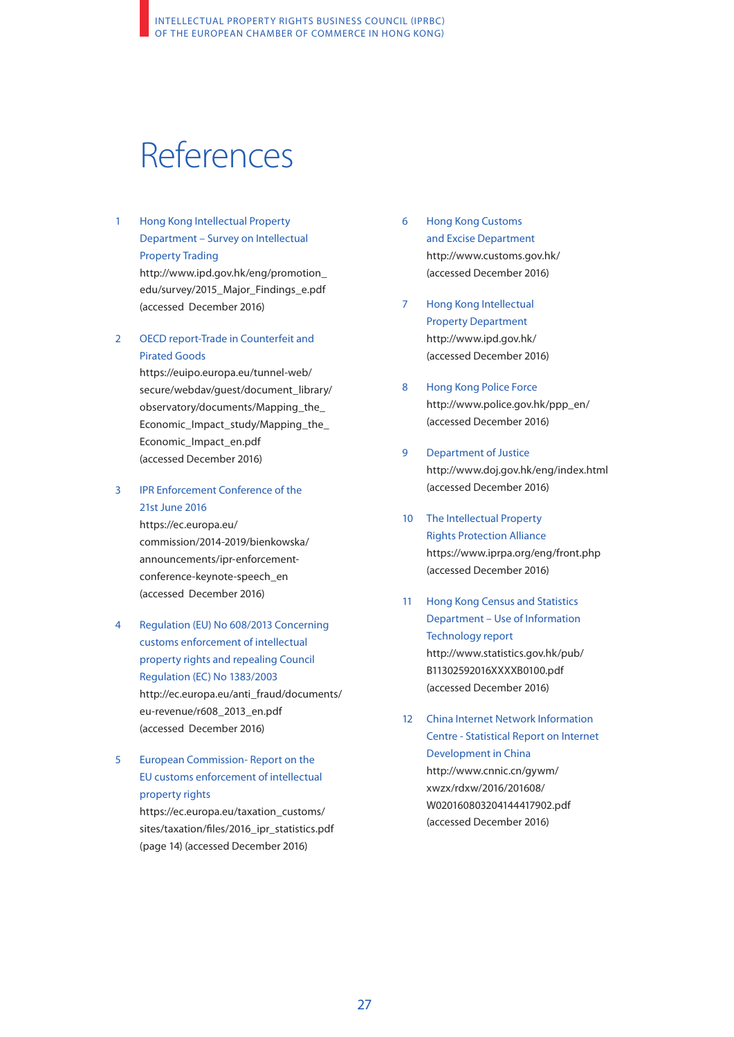# References

1. Hong Kong Intellectual Property Department – Survey on Intellectual Property Trading
   http://www.ipd.gov.hk/eng/promotion_edu/survey/2015_Major_Findings_e.pdf
   (accessed December 2016)

2. OECD report-Trade in Counterfeit and Pirated Goods
   https://euipo.europa.eu/tunnel-web/secure/webdav/guest/document_library/observatory/documents/Mapping_the_Economic_Impact_study/Mapping_the_Economic_Impact_en.pdf
   (accessed December 2016)

3. IPR Enforcement Conference of the 21st June 2016
   https://ec.europa.eu/commission/2014-2019/bienkowska/announcements/ipr-enforcement-conference-keynote-speech_en
   (accessed December 2016)

4. Regulation (EU) No 608/2013 Concerning customs enforcement of intellectual property rights and repealing Council Regulation (EC) No 1383/2003
   http://ec.europa.eu/anti_fraud/documents/eu-revenue/r608_2013_en.pdf
   (accessed December 2016)

5. European Commission- Report on the EU customs enforcement of intellectual property rights
   https://ec.europa.eu/taxation_customs/sites/taxation/files/2016_ipr_statistics.pdf
   (page 14) (accessed December 2016)

6. Hong Kong Customs and Excise Department
   http://www.customs.gov.hk/
   (accessed December 2016)

7. Hong Kong Intellectual Property Department
   http://www.ipd.gov.hk/
   (accessed December 2016)

8. Hong Kong Police Force
   http://www.police.gov.hk/ppp_en/
   (accessed December 2016)

9. Department of Justice
   http://www.doj.gov.hk/eng/index.html
   (accessed December 2016)

10. The Intellectual Property Rights Protection Alliance
    https://www.iprpa.org/eng/front.php
    (accessed December 2016)

11. Hong Kong Census and Statistics Department – Use of Information Technology report
    http://www.statistics.gov.hk/pub/B11302592016XXXXB0100.pdf
    (accessed December 2016)

12. China Internet Network Information Centre - Statistical Report on Internet Development in China
    http://www.cnnic.cn/gywm/xwzx/rdxw/2016/201608/W020160803204144417902.pdf
    (accessed December 2016)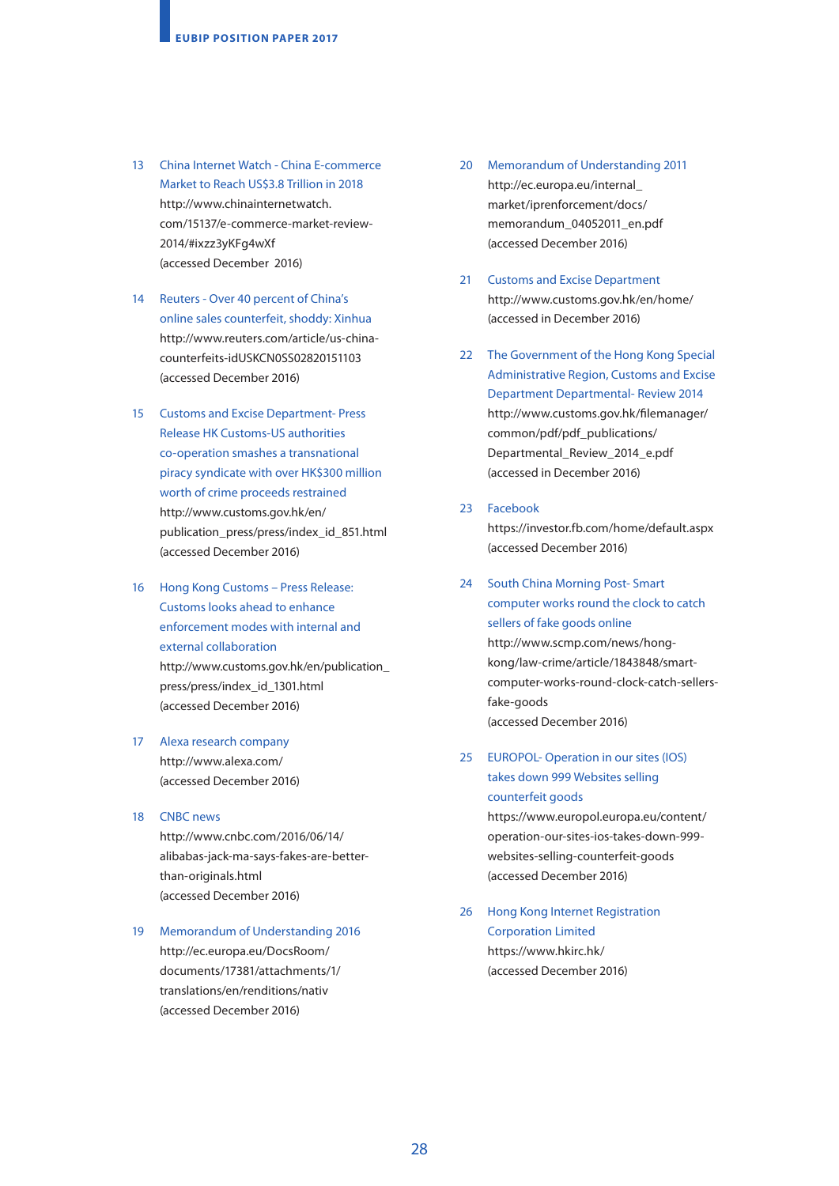13 China Internet Watch - China E-commerce Market to Reach US$3.8 Trillion in 2018
http://www.chinainternetwatch.com/15137/e-commerce-market-review-2014/#ixzz3yKFg4wXf
(accessed December 2016)

14 Reuters - Over 40 percent of China's online sales counterfeit, shoddy: Xinhua
http://www.reuters.com/article/us-china-counterfeits-idUSKCN0SS02820151103
(accessed December 2016)

15 Customs and Excise Department- Press Release HK Customs-US authorities co-operation smashes a transnational piracy syndicate with over HK$300 million worth of crime proceeds restrained
http://www.customs.gov.hk/en/publication_press/press/index_id_851.html
(accessed December 2016)

16 Hong Kong Customs – Press Release: Customs looks ahead to enhance enforcement modes with internal and external collaboration
http://www.customs.gov.hk/en/publication_press/press/index_id_1301.html
(accessed December 2016)

17 Alexa research company
http://www.alexa.com/
(accessed December 2016)

18 CNBC news
http://www.cnbc.com/2016/06/14/alibabas-jack-ma-says-fakes-are-better-than-originals.html
(accessed December 2016)

19 Memorandum of Understanding 2016
http://ec.europa.eu/DocsRoom/documents/17381/attachments/1/translations/en/renditions/nativ
(accessed December 2016)

20 Memorandum of Understanding 2011
http://ec.europa.eu/internal_market/iprenforcement/docs/memorandum_04052011_en.pdf
(accessed December 2016)

21 Customs and Excise Department
http://www.customs.gov.hk/en/home/
(accessed in December 2016)

22 The Government of the Hong Kong Special Administrative Region, Customs and Excise Department Departmental- Review 2014
http://www.customs.gov.hk/filemanager/common/pdf/pdf_publications/Departmental_Review_2014_e.pdf
(accessed in December 2016)

23 Facebook
https://investor.fb.com/home/default.aspx
(accessed December 2016)

24 South China Morning Post- Smart computer works round the clock to catch sellers of fake goods online
http://www.scmp.com/news/hong-kong/law-crime/article/1843848/smart-computer-works-round-clock-catch-sellers-fake-goods
(accessed December 2016)

25 EUROPOL- Operation in our sites (IOS) takes down 999 Websites selling counterfeit goods
https://www.europol.europa.eu/content/operation-our-sites-ios-takes-down-999-websites-selling-counterfeit-goods
(accessed December 2016)

26 Hong Kong Internet Registration Corporation Limited
https://www.hkirc.hk/
(accessed December 2016)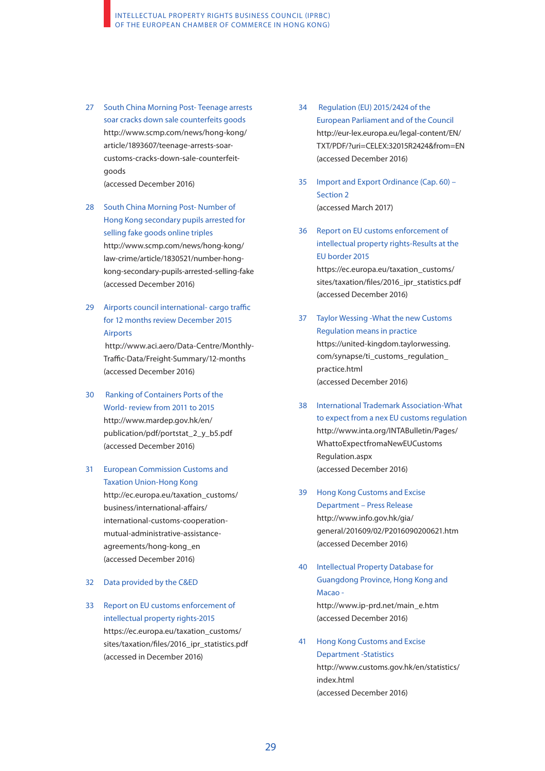27 South China Morning Post- Teenage arrests soar cracks down sale counterfeits goods
http://www.scmp.com/news/hong-kong/article/1893607/teenage-arrests-soar-customs-cracks-down-sale-counterfeit-goods
(accessed December 2016)

28 South China Morning Post- Number of Hong Kong secondary pupils arrested for selling fake goods online triples
http://www.scmp.com/news/hong-kong/law-crime/article/1830521/number-hong-kong-secondary-pupils-arrested-selling-fake
(accessed December 2016)

29 Airports council international- cargo traffic for 12 months review December 2015 Airports
http://www.aci.aero/Data-Centre/Monthly-Traffic-Data/Freight-Summary/12-months
(accessed December 2016)

30 Ranking of Containers Ports of the World- review from 2011 to 2015
http://www.mardep.gov.hk/en/publication/pdf/portstat_2_y_b5.pdf
(accessed December 2016)

31 European Commission Customs and Taxation Union-Hong Kong
http://ec.europa.eu/taxation_customs/business/international-affairs/international-customs-cooperation-mutual-administrative-assistance-agreements/hong-kong_en
(accessed December 2016)

32 Data provided by the C&ED

33 Report on EU customs enforcement of intellectual property rights-2015
https://ec.europa.eu/taxation_customs/sites/taxation/files/2016_ipr_statistics.pdf
(accessed in December 2016)

34 Regulation (EU) 2015/2424 of the European Parliament and of the Council
http://eur-lex.europa.eu/legal-content/EN/TXT/PDF/?uri=CELEX:32015R2424&from=EN
(accessed December 2016)

35 Import and Export Ordinance (Cap. 60) – Section 2
(accessed March 2017)

36 Report on EU customs enforcement of intellectual property rights-Results at the EU border 2015
https://ec.europa.eu/taxation_customs/sites/taxation/files/2016_ipr_statistics.pdf
(accessed December 2016)

37 Taylor Wessing -What the new Customs Regulation means in practice
https://united-kingdom.taylorwessing.com/synapse/ti_customs_regulation_practice.html
(accessed December 2016)

38 International Trademark Association-What to expect from a nex EU customs regulation
http://www.inta.org/INTABulletin/Pages/WhattoExpectfromaNewEUCustomsRegulation.aspx
(accessed December 2016)

39 Hong Kong Customs and Excise Department – Press Release
http://www.info.gov.hk/gia/general/201609/02/P2016090200621.htm
(accessed December 2016)

40 Intellectual Property Database for Guangdong Province, Hong Kong and Macao -
http://www.ip-prd.net/main_e.htm
(accessed December 2016)

41 Hong Kong Customs and Excise Department -Statistics
http://www.customs.gov.hk/en/statistics/index.html
(accessed December 2016)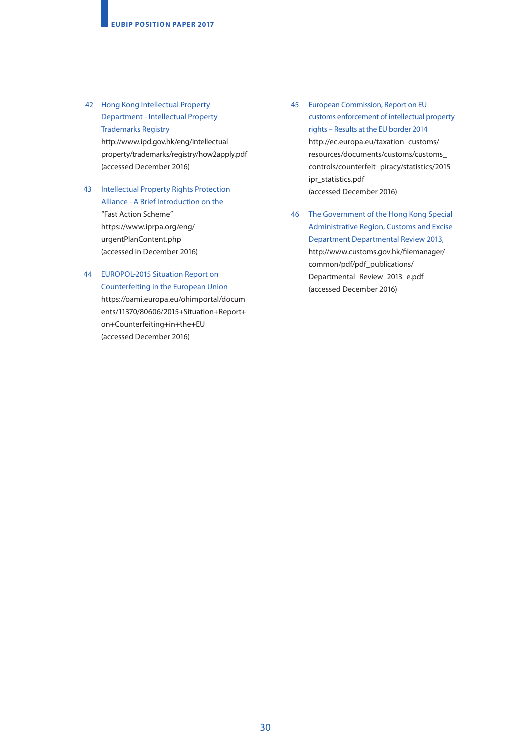42 Hong Kong Intellectual Property Department - Intellectual Property Trademarks Registry
http://www.ipd.gov.hk/eng/intellectual_property/trademarks/registry/how2apply.pdf
(accessed December 2016)

43 Intellectual Property Rights Protection Alliance - A Brief Introduction on the "Fast Action Scheme"
https://www.iprpa.org/eng/urgentPlanContent.php
(accessed in December 2016)

44 EUROPOL-2015 Situation Report on Counterfeiting in the European Union
https://oami.europa.eu/ohimportal/documents/11370/80606/2015+Situation+Report+on+Counterfeiting+in+the+EU
(accessed December 2016)

45 European Commission, Report on EU customs enforcement of intellectual property rights – Results at the EU border 2014
http://ec.europa.eu/taxation_customs/resources/documents/customs/customs_controls/counterfeit_piracy/statistics/2015_ipr_statistics.pdf
(accessed December 2016)

46 The Government of the Hong Kong Special Administrative Region, Customs and Excise Department Departmental Review 2013,
http://www.customs.gov.hk/filemanager/common/pdf/pdf_publications/Departmental_Review_2013_e.pdf
(accessed December 2016)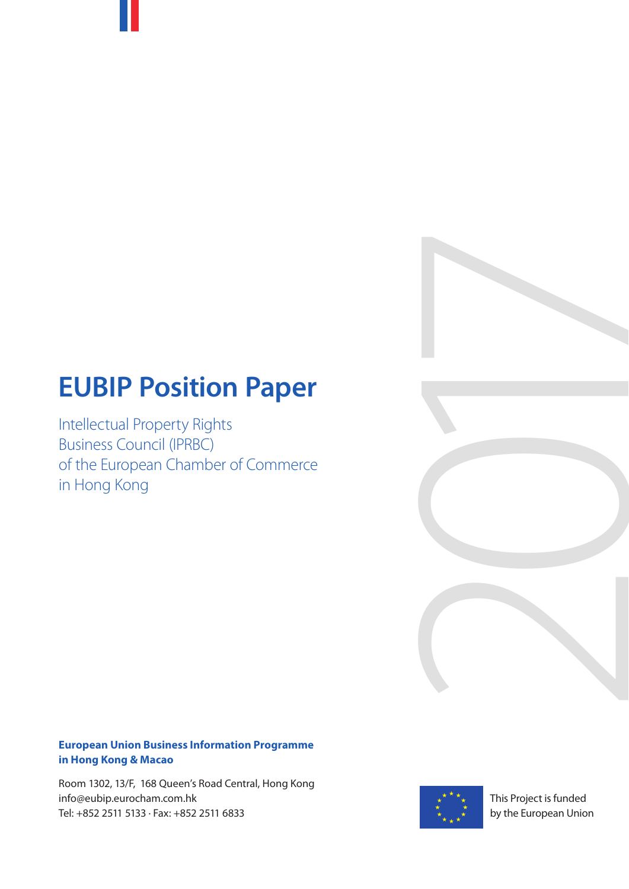# EUBIP Position Paper

Intellectual Property Rights
Business Council (IPRBC)
of the European Chamber of Commerce
in Hong Kong

2017

**European Union Business Information Programme in Hong Kong & Macao**

Room 1302, 13/F, 168 Queen's Road Central, Hong Kong
info@eubip.eurocham.com.hk
Tel: +852 2511 5133 · Fax: +852 2511 6833

This Project is funded by the European Union